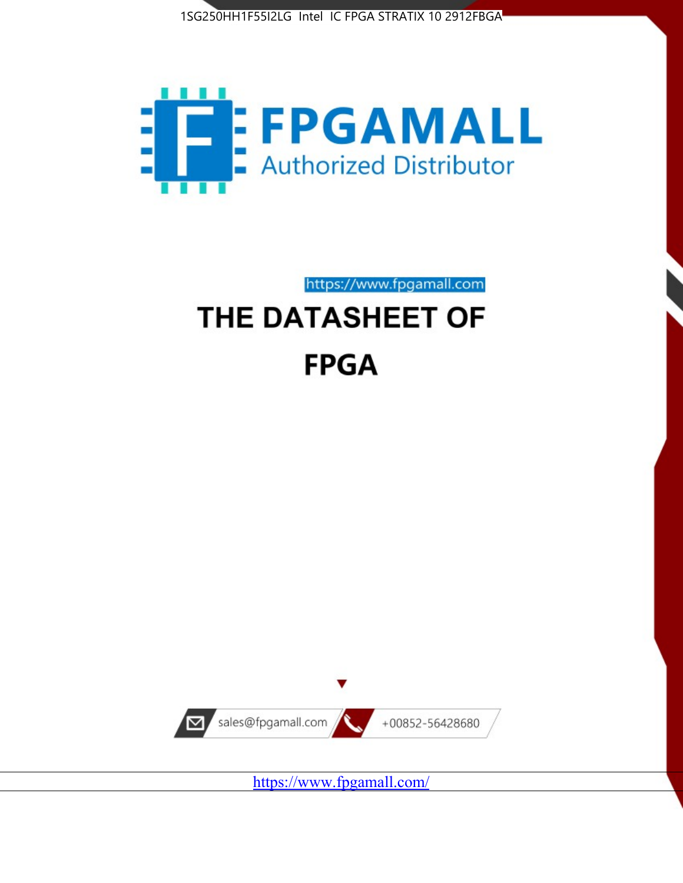1SG250HH1F55I2LG Intel IC FPGA STRATIX 10 2912FBGA

**FPGAMALL**

Authorized Distributor

https://www.fpgamall.com

# THE DATASHEET OF

# FPGA

sales@fpgamall.com

+00852-56428680

https://www.fpgamall.com/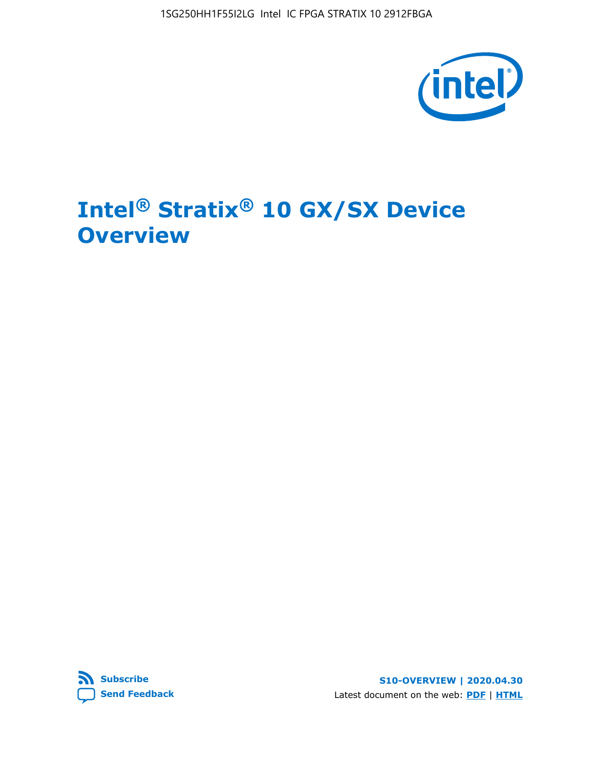# Intel® Stratix® 10 GX/SX Device Overview

**Subscribe**

**Send Feedback**

**S10-OVERVIEW | 2020.04.30**

Latest document on the web: **PDF** | **HTML**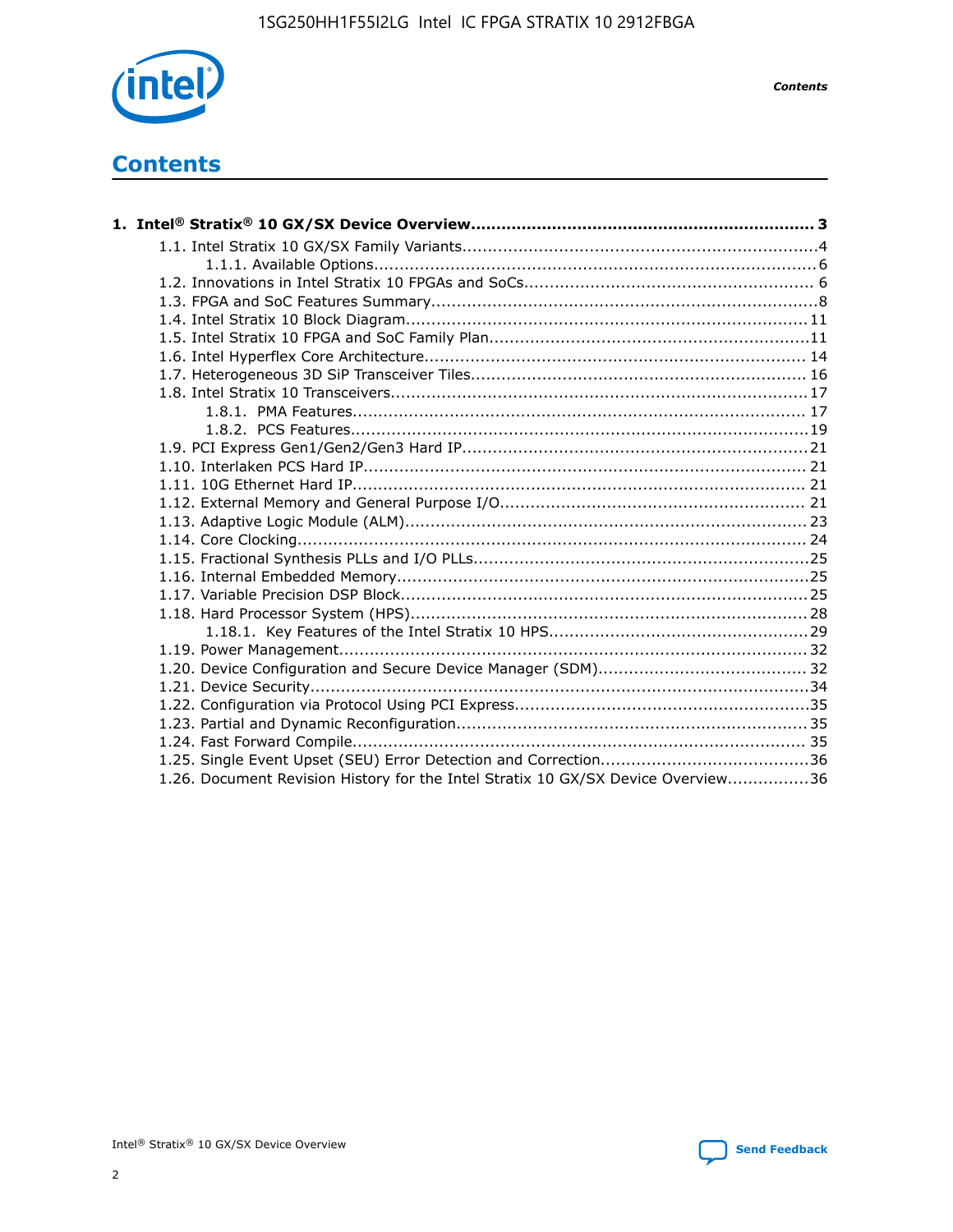# Contents

**1. Intel® Stratix® 10 GX/SX Device Overview.................................................................. 3**

- 1.1. Intel Stratix 10 GX/SX Family Variants.....................................................................4
  - 1.1.1. Available Options.......................................................................................6
- 1.2. Innovations in Intel Stratix 10 FPGAs and SoCs........................................................ 6
- 1.3. FPGA and SoC Features Summary............................................................................8
- 1.4. Intel Stratix 10 Block Diagram...............................................................................11
- 1.5. Intel Stratix 10 FPGA and SoC Family Plan...............................................................11
- 1.6. Intel Hyperflex Core Architecture.......................................................................... 14
- 1.7. Heterogeneous 3D SiP Transceiver Tiles................................................................. 16
- 1.8. Intel Stratix 10 Transceivers.................................................................................17
  - 1.8.1. PMA Features......................................................................................... 17
  - 1.8.2. PCS Features..........................................................................................19
- 1.9. PCI Express Gen1/Gen2/Gen3 Hard IP...................................................................21
- 1.10. Interlaken PCS Hard IP....................................................................................... 21
- 1.11. 10G Ethernet Hard IP......................................................................................... 21
- 1.12. External Memory and General Purpose I/O............................................................ 21
- 1.13. Adaptive Logic Module (ALM)............................................................................... 23
- 1.14. Core Clocking.................................................................................................... 24
- 1.15. Fractional Synthesis PLLs and I/O PLLs.................................................................25
- 1.16. Internal Embedded Memory.................................................................................25
- 1.17. Variable Precision DSP Block................................................................................25
- 1.18. Hard Processor System (HPS)..............................................................................28
  - 1.18.1. Key Features of the Intel Stratix 10 HPS..................................................29
- 1.19. Power Management........................................................................................... 32
- 1.20. Device Configuration and Secure Device Manager (SDM)......................................... 32
- 1.21. Device Security..................................................................................................34
- 1.22. Configuration via Protocol Using PCI Express..........................................................35
- 1.23. Partial and Dynamic Reconfiguration.................................................................... 35
- 1.24. Fast Forward Compile......................................................................................... 35
- 1.25. Single Event Upset (SEU) Error Detection and Correction.........................................36
- 1.26. Document Revision History for the Intel Stratix 10 GX/SX Device Overview................36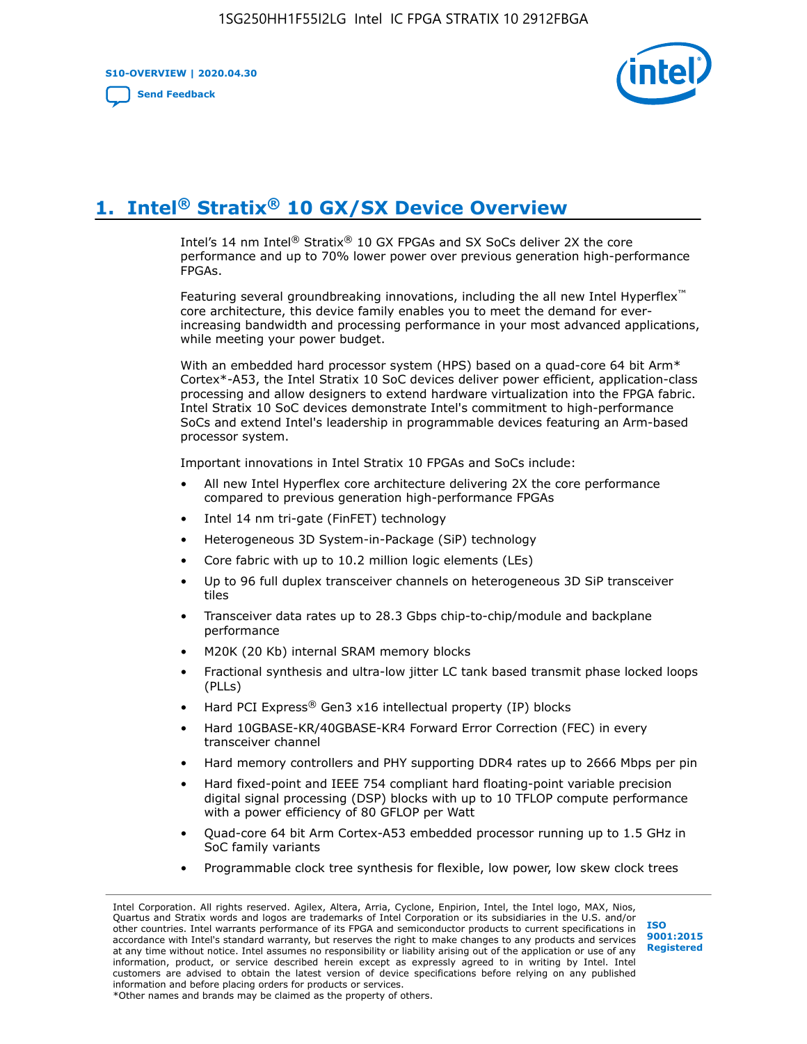# 1. Intel® Stratix® 10 GX/SX Device Overview

Intel's 14 nm Intel® Stratix® 10 GX FPGAs and SX SoCs deliver 2X the core performance and up to 70% lower power over previous generation high-performance FPGAs.

Featuring several groundbreaking innovations, including the all new Intel Hyperflex™ core architecture, this device family enables you to meet the demand for ever-increasing bandwidth and processing performance in your most advanced applications, while meeting your power budget.

With an embedded hard processor system (HPS) based on a quad-core 64 bit Arm* Cortex*-A53, the Intel Stratix 10 SoC devices deliver power efficient, application-class processing and allow designers to extend hardware virtualization into the FPGA fabric. Intel Stratix 10 SoC devices demonstrate Intel's commitment to high-performance SoCs and extend Intel's leadership in programmable devices featuring an Arm-based processor system.

Important innovations in Intel Stratix 10 FPGAs and SoCs include:

- All new Intel Hyperflex core architecture delivering 2X the core performance compared to previous generation high-performance FPGAs
- Intel 14 nm tri-gate (FinFET) technology
- Heterogeneous 3D System-in-Package (SiP) technology
- Core fabric with up to 10.2 million logic elements (LEs)
- Up to 96 full duplex transceiver channels on heterogeneous 3D SiP transceiver tiles
- Transceiver data rates up to 28.3 Gbps chip-to-chip/module and backplane performance
- M20K (20 Kb) internal SRAM memory blocks
- Fractional synthesis and ultra-low jitter LC tank based transmit phase locked loops (PLLs)
- Hard PCI Express® Gen3 x16 intellectual property (IP) blocks
- Hard 10GBASE-KR/40GBASE-KR4 Forward Error Correction (FEC) in every transceiver channel
- Hard memory controllers and PHY supporting DDR4 rates up to 2666 Mbps per pin
- Hard fixed-point and IEEE 754 compliant hard floating-point variable precision digital signal processing (DSP) blocks with up to 10 TFLOP compute performance with a power efficiency of 80 GFLOP per Watt
- Quad-core 64 bit Arm Cortex-A53 embedded processor running up to 1.5 GHz in SoC family variants
- Programmable clock tree synthesis for flexible, low power, low skew clock trees

Intel Corporation. All rights reserved. Agilex, Altera, Arria, Cyclone, Enpirion, Intel, the Intel logo, MAX, Nios, Quartus and Stratix words and logos are trademarks of Intel Corporation or its subsidiaries in the U.S. and/or other countries. Intel warrants performance of its FPGA and semiconductor products to current specifications in accordance with Intel's standard warranty, but reserves the right to make changes to any products and services at any time without notice. Intel assumes no responsibility or liability arising out of the application or use of any information, product, or service described herein except as expressly agreed to in writing by Intel. Intel customers are advised to obtain the latest version of device specifications before relying on any published information and before placing orders for products or services.
*Other names and brands may be claimed as the property of others.

ISO 9001:2015 Registered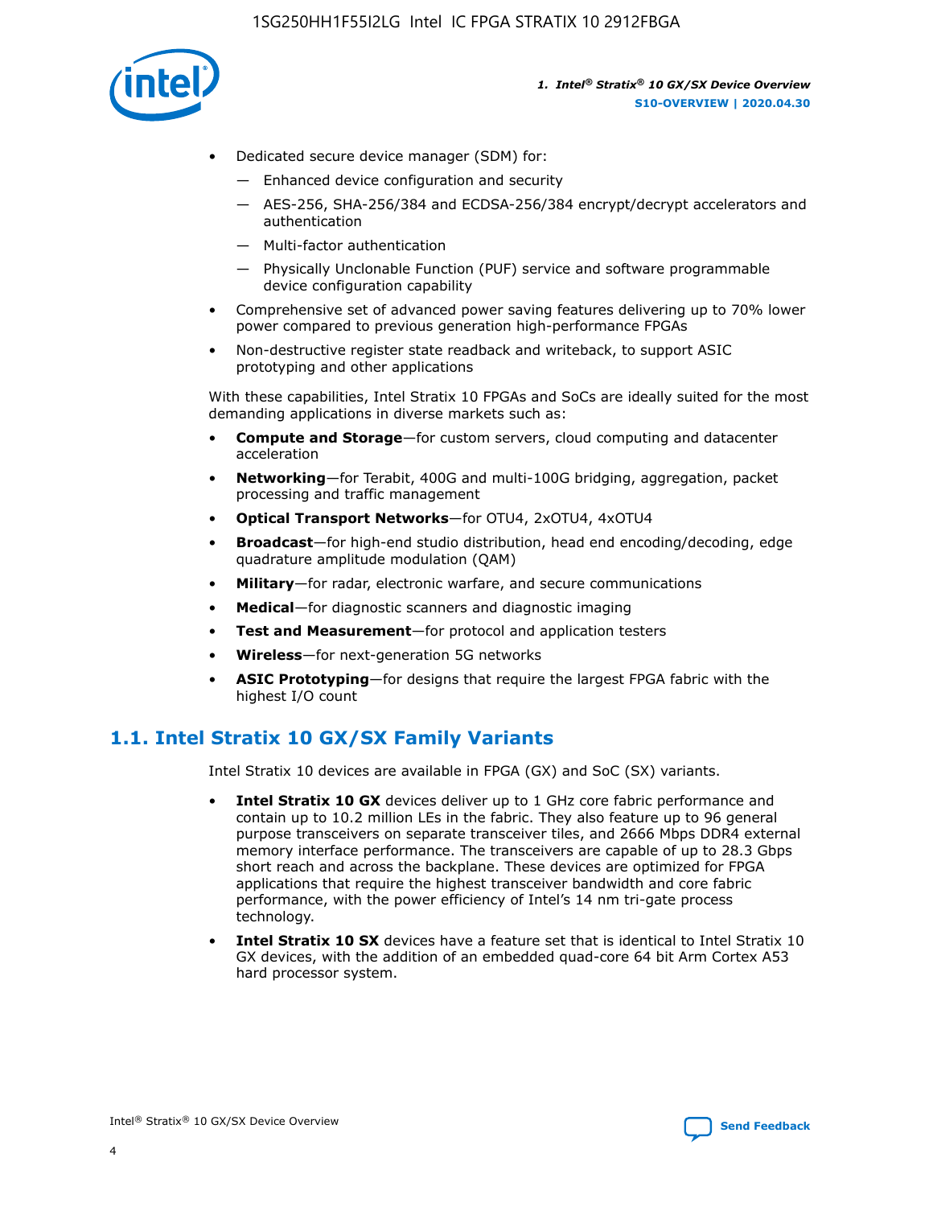- Dedicated secure device manager (SDM) for:
  - — Enhanced device configuration and security
  - — AES-256, SHA-256/384 and ECDSA-256/384 encrypt/decrypt accelerators and authentication
  - — Multi-factor authentication
  - — Physically Unclonable Function (PUF) service and software programmable device configuration capability
- Comprehensive set of advanced power saving features delivering up to 70% lower power compared to previous generation high-performance FPGAs
- Non-destructive register state readback and writeback, to support ASIC prototyping and other applications

With these capabilities, Intel Stratix 10 FPGAs and SoCs are ideally suited for the most demanding applications in diverse markets such as:

- **Compute and Storage**—for custom servers, cloud computing and datacenter acceleration
- **Networking**—for Terabit, 400G and multi-100G bridging, aggregation, packet processing and traffic management
- **Optical Transport Networks**—for OTU4, 2xOTU4, 4xOTU4
- **Broadcast**—for high-end studio distribution, head end encoding/decoding, edge quadrature amplitude modulation (QAM)
- **Military**—for radar, electronic warfare, and secure communications
- **Medical**—for diagnostic scanners and diagnostic imaging
- **Test and Measurement**—for protocol and application testers
- **Wireless**—for next-generation 5G networks
- **ASIC Prototyping**—for designs that require the largest FPGA fabric with the highest I/O count

## 1.1. Intel Stratix 10 GX/SX Family Variants

Intel Stratix 10 devices are available in FPGA (GX) and SoC (SX) variants.

- **Intel Stratix 10 GX** devices deliver up to 1 GHz core fabric performance and contain up to 10.2 million LEs in the fabric. They also feature up to 96 general purpose transceivers on separate transceiver tiles, and 2666 Mbps DDR4 external memory interface performance. The transceivers are capable of up to 28.3 Gbps short reach and across the backplane. These devices are optimized for FPGA applications that require the highest transceiver bandwidth and core fabric performance, with the power efficiency of Intel's 14 nm tri-gate process technology.
- **Intel Stratix 10 SX** devices have a feature set that is identical to Intel Stratix 10 GX devices, with the addition of an embedded quad-core 64 bit Arm Cortex A53 hard processor system.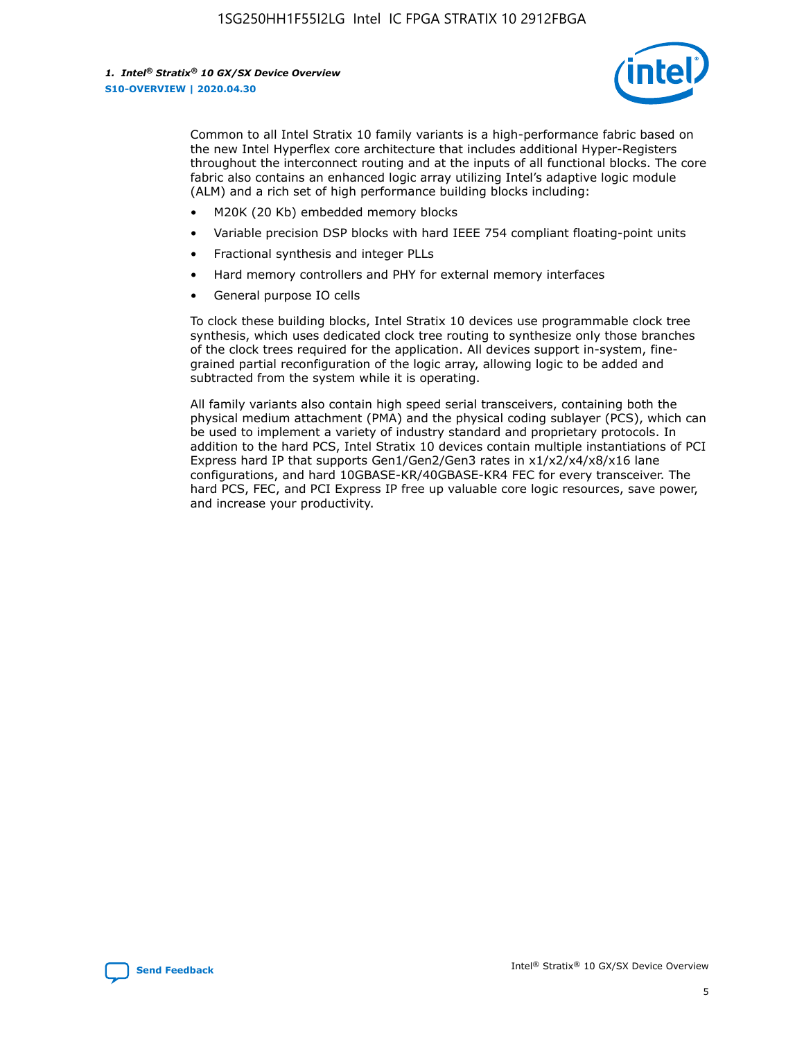Common to all Intel Stratix 10 family variants is a high-performance fabric based on the new Intel Hyperflex core architecture that includes additional Hyper-Registers throughout the interconnect routing and at the inputs of all functional blocks. The core fabric also contains an enhanced logic array utilizing Intel's adaptive logic module (ALM) and a rich set of high performance building blocks including:

- M20K (20 Kb) embedded memory blocks
- Variable precision DSP blocks with hard IEEE 754 compliant floating-point units
- Fractional synthesis and integer PLLs
- Hard memory controllers and PHY for external memory interfaces
- General purpose IO cells

To clock these building blocks, Intel Stratix 10 devices use programmable clock tree synthesis, which uses dedicated clock tree routing to synthesize only those branches of the clock trees required for the application. All devices support in-system, fine-grained partial reconfiguration of the logic array, allowing logic to be added and subtracted from the system while it is operating.

All family variants also contain high speed serial transceivers, containing both the physical medium attachment (PMA) and the physical coding sublayer (PCS), which can be used to implement a variety of industry standard and proprietary protocols. In addition to the hard PCS, Intel Stratix 10 devices contain multiple instantiations of PCI Express hard IP that supports Gen1/Gen2/Gen3 rates in x1/x2/x4/x8/x16 lane configurations, and hard 10GBASE-KR/40GBASE-KR4 FEC for every transceiver. The hard PCS, FEC, and PCI Express IP free up valuable core logic resources, save power, and increase your productivity.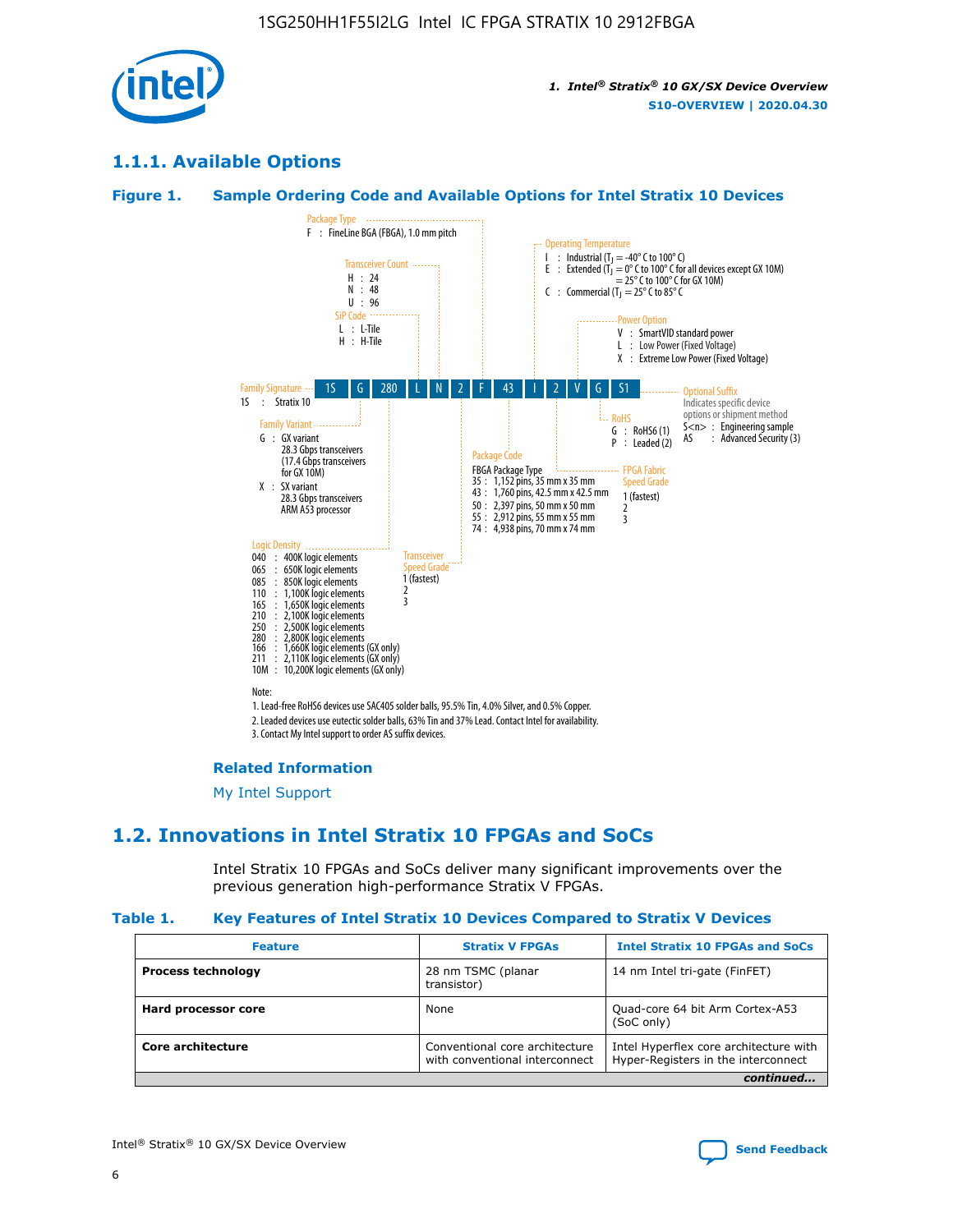## 1.1.1. Available Options

### Figure 1. Sample Ordering Code and Available Options for Intel Stratix 10 Devices

| 1S | G | 280 | L | N | 2 | F | 43 | I | 2 | V | G | S1 |
|---|---|---|---|---|---|---|---|---|---|---|---|---|

**Family Signature**
1S : Stratix 10

**Family Variant**
G : GX variant
28.3 Gbps transceivers
(17.4 Gbps transceivers for GX 10M)
X : SX variant
28.3 Gbps transceivers
ARM A53 processor

**Logic Density**
040 : 400K logic elements
065 : 650K logic elements
085 : 850K logic elements
110 : 1,100K logic elements
165 : 1,650K logic elements
210 : 2,100K logic elements
250 : 2,500K logic elements
280 : 2,800K logic elements
166 : 1,660K logic elements (GX only)
211 : 2,110K logic elements (GX only)
10M : 10,200K logic elements (GX only)

**SiP Code**
L : L-Tile
H : H-Tile

**Transceiver Count**
H : 24
N : 48
U : 96

**Transceiver Speed Grade**
1 (fastest)
2
3

**Package Type**
F : FineLine BGA (FBGA), 1.0 mm pitch

**Package Code**
FBGA Package Type
35 : 1,152 pins, 35 mm x 35 mm
43 : 1,760 pins, 42.5 mm x 42.5 mm
50 : 2,397 pins, 50 mm x 50 mm
55 : 2,912 pins, 55 mm x 55 mm
74 : 4,938 pins, 70 mm x 74 mm

**Operating Temperature**
I : Industrial ($T_J$ = -40° C to 100° C)
E : Extended ($T_J$ = 0° C to 100° C for all devices except GX 10M)
= 25° C to 100° C for GX 10M)
C : Commercial ($T_J$ = 25° C to 85° C

**FPGA Fabric Speed Grade**
1 (fastest)
2
3

**Power Option**
V : SmartVID standard power
L : Low Power (Fixed Voltage)
X : Extreme Low Power (Fixed Voltage)

**RoHS**
G : RoHS6 (1)
P : Leaded (2)

**Optional Suffix**
Indicates specific device options or shipment method
S<n> : Engineering sample
AS : Advanced Security (3)

Note:
1. Lead-free RoHS6 devices use SAC405 solder balls, 95.5% Tin, 4.0% Silver, and 0.5% Copper.
2. Leaded devices use eutectic solder balls, 63% Tin and 37% Lead. Contact Intel for availability.
3. Contact My Intel support to order AS suffix devices.

**Related Information**

My Intel Support

# 1.2. Innovations in Intel Stratix 10 FPGAs and SoCs

Intel Stratix 10 FPGAs and SoCs deliver many significant improvements over the previous generation high-performance Stratix V FPGAs.

### Table 1. Key Features of Intel Stratix 10 Devices Compared to Stratix V Devices

| Feature | Stratix V FPGAs | Intel Stratix 10 FPGAs and SoCs |
|---|---|---|
| **Process technology** | 28 nm TSMC (planar transistor) | 14 nm Intel tri-gate (FinFET) |
| **Hard processor core** | None | Quad-core 64 bit Arm Cortex-A53 (SoC only) |
| **Core architecture** | Conventional core architecture with conventional interconnect | Intel Hyperflex core architecture with Hyper-Registers in the interconnect |

*continued...*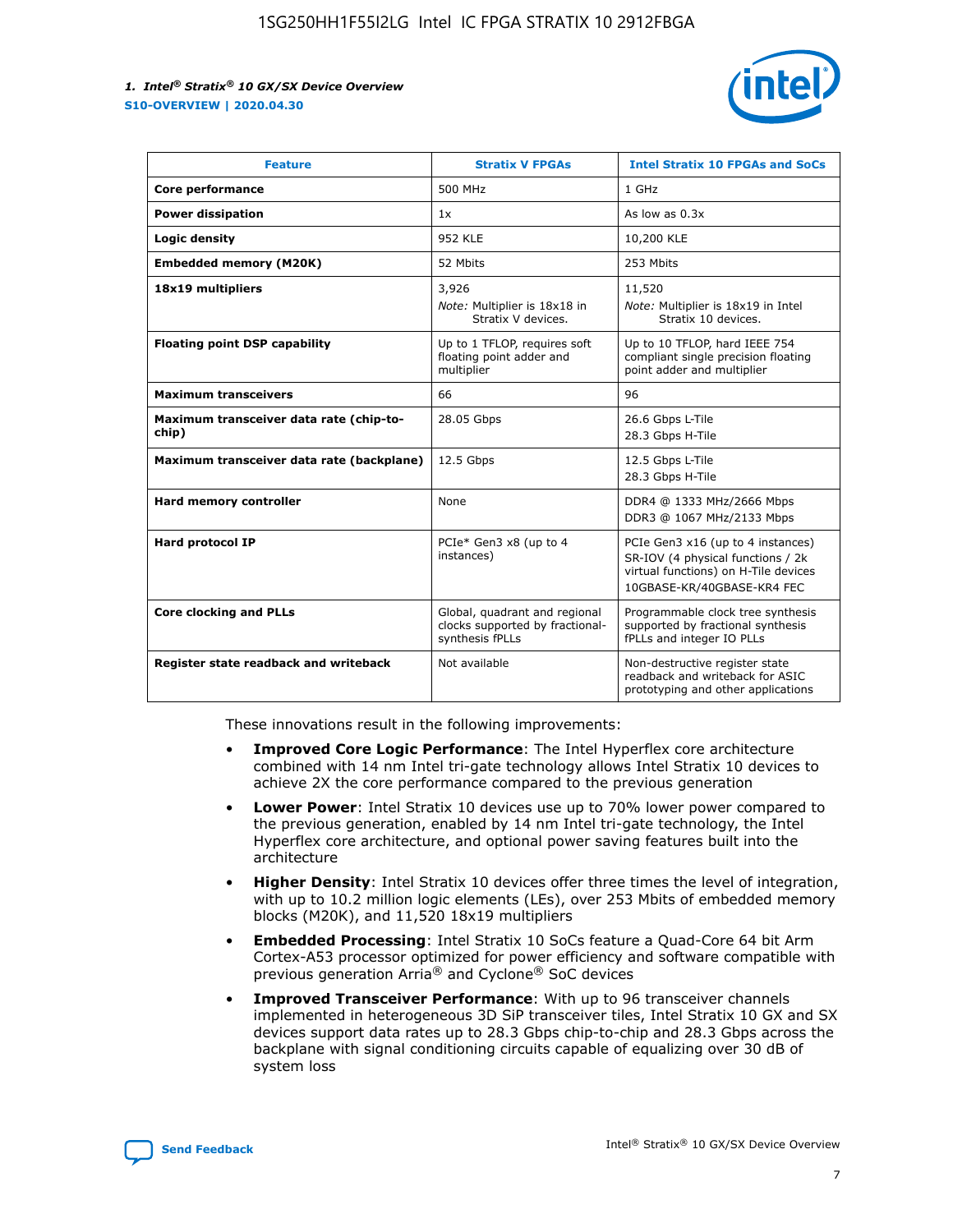| Feature | Stratix V FPGAs | Intel Stratix 10 FPGAs and SoCs |
| --- | --- | --- |
| **Core performance** | 500 MHz | 1 GHz |
| **Power dissipation** | 1x | As low as 0.3x |
| **Logic density** | 952 KLE | 10,200 KLE |
| **Embedded memory (M20K)** | 52 Mbits | 253 Mbits |
| **18x19 multipliers** | 3,926<br>*Note:* Multiplier is 18x18 in Stratix V devices. | 11,520<br>*Note:* Multiplier is 18x19 in Intel Stratix 10 devices. |
| **Floating point DSP capability** | Up to 1 TFLOP, requires soft floating point adder and multiplier | Up to 10 TFLOP, hard IEEE 754 compliant single precision floating point adder and multiplier |
| **Maximum transceivers** | 66 | 96 |
| **Maximum transceiver data rate (chip-to-chip)** | 28.05 Gbps | 26.6 Gbps L-Tile<br>28.3 Gbps H-Tile |
| **Maximum transceiver data rate (backplane)** | 12.5 Gbps | 12.5 Gbps L-Tile<br>28.3 Gbps H-Tile |
| **Hard memory controller** | None | DDR4 @ 1333 MHz/2666 Mbps<br>DDR3 @ 1067 MHz/2133 Mbps |
| **Hard protocol IP** | PCIe* Gen3 x8 (up to 4 instances) | PCIe Gen3 x16 (up to 4 instances)<br>SR-IOV (4 physical functions / 2k virtual functions) on H-Tile devices<br>10GBASE-KR/40GBASE-KR4 FEC |
| **Core clocking and PLLs** | Global, quadrant and regional clocks supported by fractional-synthesis fPLLs | Programmable clock tree synthesis supported by fractional synthesis fPLLs and integer IO PLLs |
| **Register state readback and writeback** | Not available | Non-destructive register state readback and writeback for ASIC prototyping and other applications |

These innovations result in the following improvements:

- **Improved Core Logic Performance**: The Intel Hyperflex core architecture combined with 14 nm Intel tri-gate technology allows Intel Stratix 10 devices to achieve 2X the core performance compared to the previous generation
- **Lower Power**: Intel Stratix 10 devices use up to 70% lower power compared to the previous generation, enabled by 14 nm Intel tri-gate technology, the Intel Hyperflex core architecture, and optional power saving features built into the architecture
- **Higher Density**: Intel Stratix 10 devices offer three times the level of integration, with up to 10.2 million logic elements (LEs), over 253 Mbits of embedded memory blocks (M20K), and 11,520 18x19 multipliers
- **Embedded Processing**: Intel Stratix 10 SoCs feature a Quad-Core 64 bit Arm Cortex-A53 processor optimized for power efficiency and software compatible with previous generation Arria® and Cyclone® SoC devices
- **Improved Transceiver Performance**: With up to 96 transceiver channels implemented in heterogeneous 3D SiP transceiver tiles, Intel Stratix 10 GX and SX devices support data rates up to 28.3 Gbps chip-to-chip and 28.3 Gbps across the backplane with signal conditioning circuits capable of equalizing over 30 dB of system loss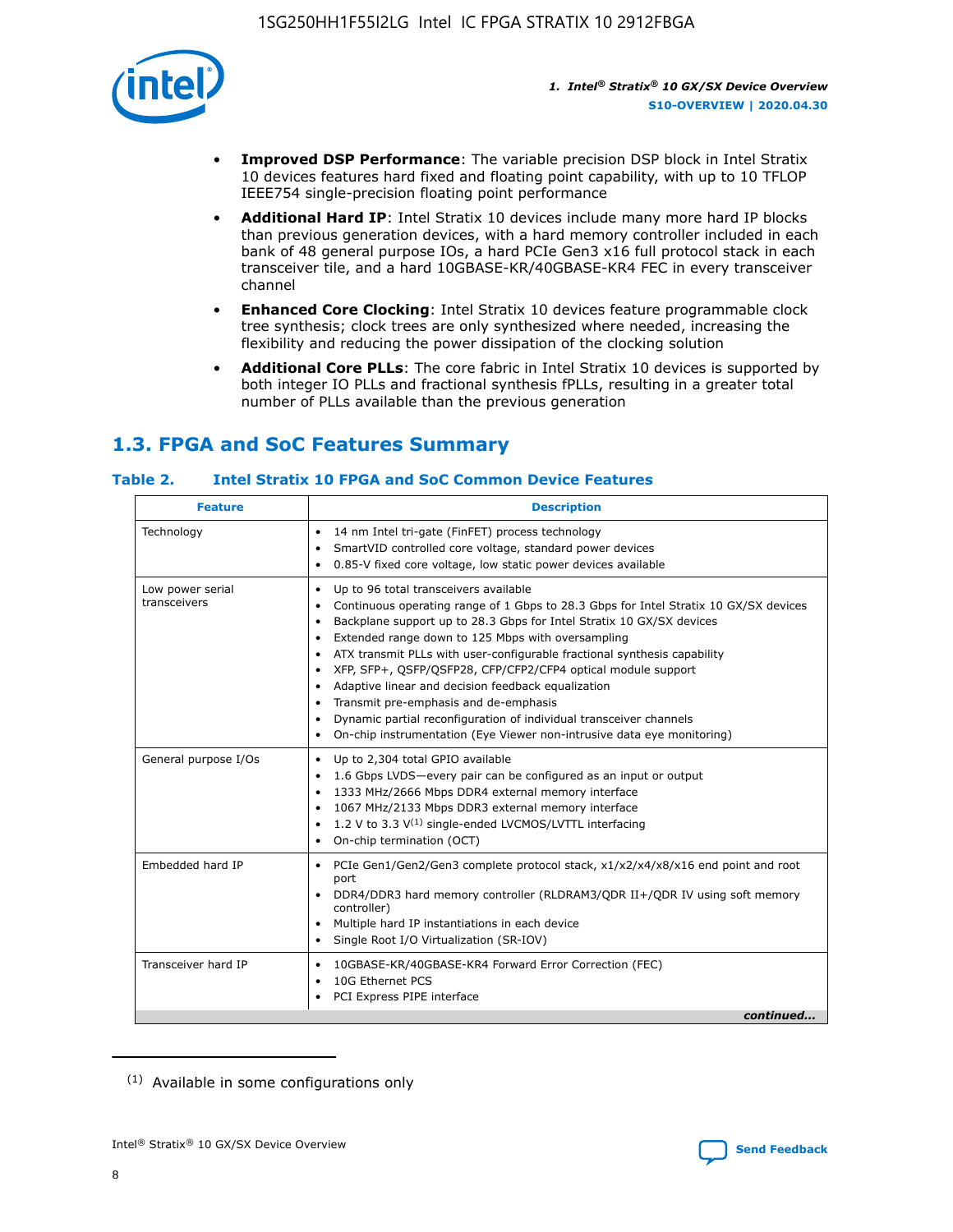- **Improved DSP Performance**: The variable precision DSP block in Intel Stratix 10 devices features hard fixed and floating point capability, with up to 10 TFLOP IEEE754 single-precision floating point performance
- **Additional Hard IP**: Intel Stratix 10 devices include many more hard IP blocks than previous generation devices, with a hard memory controller included in each bank of 48 general purpose IOs, a hard PCIe Gen3 x16 full protocol stack in each transceiver tile, and a hard 10GBASE-KR/40GBASE-KR4 FEC in every transceiver channel
- **Enhanced Core Clocking**: Intel Stratix 10 devices feature programmable clock tree synthesis; clock trees are only synthesized where needed, increasing the flexibility and reducing the power dissipation of the clocking solution
- **Additional Core PLLs**: The core fabric in Intel Stratix 10 devices is supported by both integer IO PLLs and fractional synthesis fPLLs, resulting in a greater total number of PLLs available than the previous generation

## 1.3. FPGA and SoC Features Summary

### Table 2. Intel Stratix 10 FPGA and SoC Common Device Features

| Feature | Description |
| --- | --- |
| Technology | • 14 nm Intel tri-gate (FinFET) process technology<br>• SmartVID controlled core voltage, standard power devices<br>• 0.85-V fixed core voltage, low static power devices available |
| Low power serial transceivers | • Up to 96 total transceivers available<br>• Continuous operating range of 1 Gbps to 28.3 Gbps for Intel Stratix 10 GX/SX devices<br>• Backplane support up to 28.3 Gbps for Intel Stratix 10 GX/SX devices<br>• Extended range down to 125 Mbps with oversampling<br>• ATX transmit PLLs with user-configurable fractional synthesis capability<br>• XFP, SFP+, QSFP/QSFP28, CFP/CFP2/CFP4 optical module support<br>• Adaptive linear and decision feedback equalization<br>• Transmit pre-emphasis and de-emphasis<br>• Dynamic partial reconfiguration of individual transceiver channels<br>• On-chip instrumentation (Eye Viewer non-intrusive data eye monitoring) |
| General purpose I/Os | • Up to 2,304 total GPIO available<br>• 1.6 Gbps LVDS—every pair can be configured as an input or output<br>• 1333 MHz/2666 Mbps DDR4 external memory interface<br>• 1067 MHz/2133 Mbps DDR3 external memory interface<br>• 1.2 V to 3.3 V[(1)] single-ended LVCMOS/LVTTL interfacing<br>• On-chip termination (OCT) |
| Embedded hard IP | • PCIe Gen1/Gen2/Gen3 complete protocol stack, x1/x2/x4/x8/x16 end point and root port<br>• DDR4/DDR3 hard memory controller (RLDRAM3/QDR II+/QDR IV using soft memory controller)<br>• Multiple hard IP instantiations in each device<br>• Single Root I/O Virtualization (SR-IOV) |
| Transceiver hard IP | • 10GBASE-KR/40GBASE-KR4 Forward Error Correction (FEC)<br>• 10G Ethernet PCS<br>• PCI Express PIPE interface |

*continued...*

(1) Available in some configurations only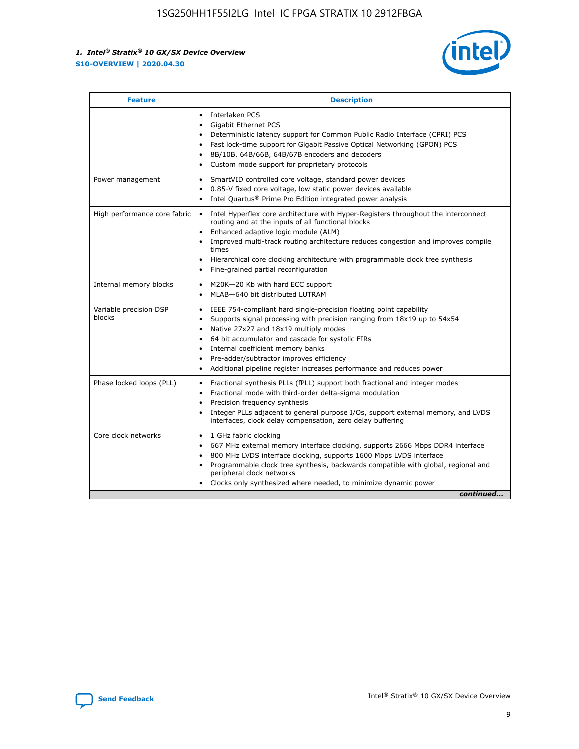| Feature | Description |
| --- | --- |
| | • Interlaken PCS<br>• Gigabit Ethernet PCS<br>• Deterministic latency support for Common Public Radio Interface (CPRI) PCS<br>• Fast lock-time support for Gigabit Passive Optical Networking (GPON) PCS<br>• 8B/10B, 64B/66B, 64B/67B encoders and decoders<br>• Custom mode support for proprietary protocols |
| Power management | • SmartVID controlled core voltage, standard power devices<br>• 0.85-V fixed core voltage, low static power devices available<br>• Intel Quartus® Prime Pro Edition integrated power analysis |
| High performance core fabric | • Intel Hyperflex core architecture with Hyper-Registers throughout the interconnect routing and at the inputs of all functional blocks<br>• Enhanced adaptive logic module (ALM)<br>• Improved multi-track routing architecture reduces congestion and improves compile times<br>• Hierarchical core clocking architecture with programmable clock tree synthesis<br>• Fine-grained partial reconfiguration |
| Internal memory blocks | • M20K—20 Kb with hard ECC support<br>• MLAB—640 bit distributed LUTRAM |
| Variable precision DSP blocks | • IEEE 754-compliant hard single-precision floating point capability<br>• Supports signal processing with precision ranging from 18x19 up to 54x54<br>• Native 27x27 and 18x19 multiply modes<br>• 64 bit accumulator and cascade for systolic FIRs<br>• Internal coefficient memory banks<br>• Pre-adder/subtractor improves efficiency<br>• Additional pipeline register increases performance and reduces power |
| Phase locked loops (PLL) | • Fractional synthesis PLLs (fPLL) support both fractional and integer modes<br>• Fractional mode with third-order delta-sigma modulation<br>• Precision frequency synthesis<br>• Integer PLLs adjacent to general purpose I/Os, support external memory, and LVDS interfaces, clock delay compensation, zero delay buffering |
| Core clock networks | • 1 GHz fabric clocking<br>• 667 MHz external memory interface clocking, supports 2666 Mbps DDR4 interface<br>• 800 MHz LVDS interface clocking, supports 1600 Mbps LVDS interface<br>• Programmable clock tree synthesis, backwards compatible with global, regional and peripheral clock networks<br>• Clocks only synthesized where needed, to minimize dynamic power |

*continued...*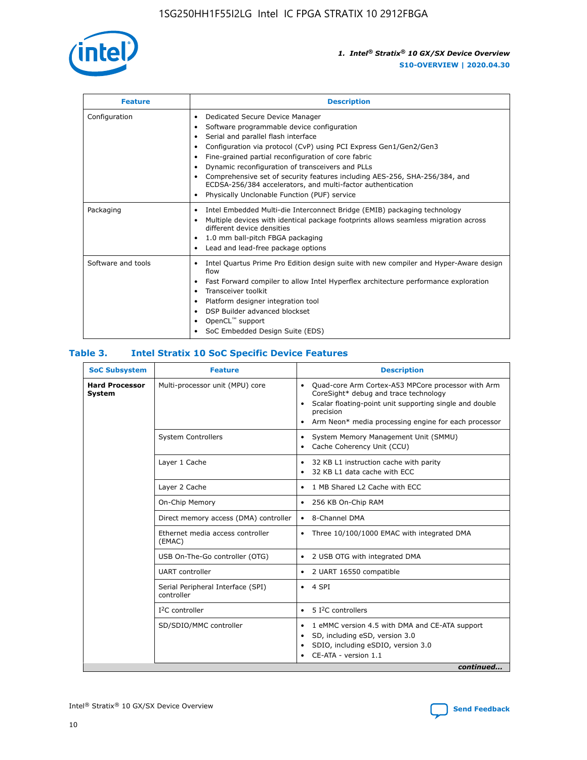| Feature | Description |
| --- | --- |
| Configuration | • Dedicated Secure Device Manager<br>• Software programmable device configuration<br>• Serial and parallel flash interface<br>• Configuration via protocol (CvP) using PCI Express Gen1/Gen2/Gen3<br>• Fine-grained partial reconfiguration of core fabric<br>• Dynamic reconfiguration of transceivers and PLLs<br>• Comprehensive set of security features including AES-256, SHA-256/384, and ECDSA-256/384 accelerators, and multi-factor authentication<br>• Physically Unclonable Function (PUF) service |
| Packaging | • Intel Embedded Multi-die Interconnect Bridge (EMIB) packaging technology<br>• Multiple devices with identical package footprints allows seamless migration across different device densities<br>• 1.0 mm ball-pitch FBGA packaging<br>• Lead and lead-free package options |
| Software and tools | • Intel Quartus Prime Pro Edition design suite with new compiler and Hyper-Aware design flow<br>• Fast Forward compiler to allow Intel Hyperflex architecture performance exploration<br>• Transceiver toolkit<br>• Platform designer integration tool<br>• DSP Builder advanced blockset<br>• OpenCL™ support<br>• SoC Embedded Design Suite (EDS) |

## Table 3. Intel Stratix 10 SoC Specific Device Features

| SoC Subsystem | Feature | Description |
| --- | --- | --- |
| **Hard Processor System** | Multi-processor unit (MPU) core | • Quad-core Arm Cortex-A53 MPCore processor with Arm CoreSight* debug and trace technology<br>• Scalar floating-point unit supporting single and double precision<br>• Arm Neon* media processing engine for each processor |
| | System Controllers | • System Memory Management Unit (SMMU)<br>• Cache Coherency Unit (CCU) |
| | Layer 1 Cache | • 32 KB L1 instruction cache with parity<br>• 32 KB L1 data cache with ECC |
| | Layer 2 Cache | • 1 MB Shared L2 Cache with ECC |
| | On-Chip Memory | • 256 KB On-Chip RAM |
| | Direct memory access (DMA) controller | • 8-Channel DMA |
| | Ethernet media access controller (EMAC) | • Three 10/100/1000 EMAC with integrated DMA |
| | USB On-The-Go controller (OTG) | • 2 USB OTG with integrated DMA |
| | UART controller | • 2 UART 16550 compatible |
| | Serial Peripheral Interface (SPI) controller | • 4 SPI |
| | I²C controller | • 5 I²C controllers |
| | SD/SDIO/MMC controller | • 1 eMMC version 4.5 with DMA and CE-ATA support<br>• SD, including eSD, version 3.0<br>• SDIO, including eSDIO, version 3.0<br>• CE-ATA - version 1.1 |

*continued...*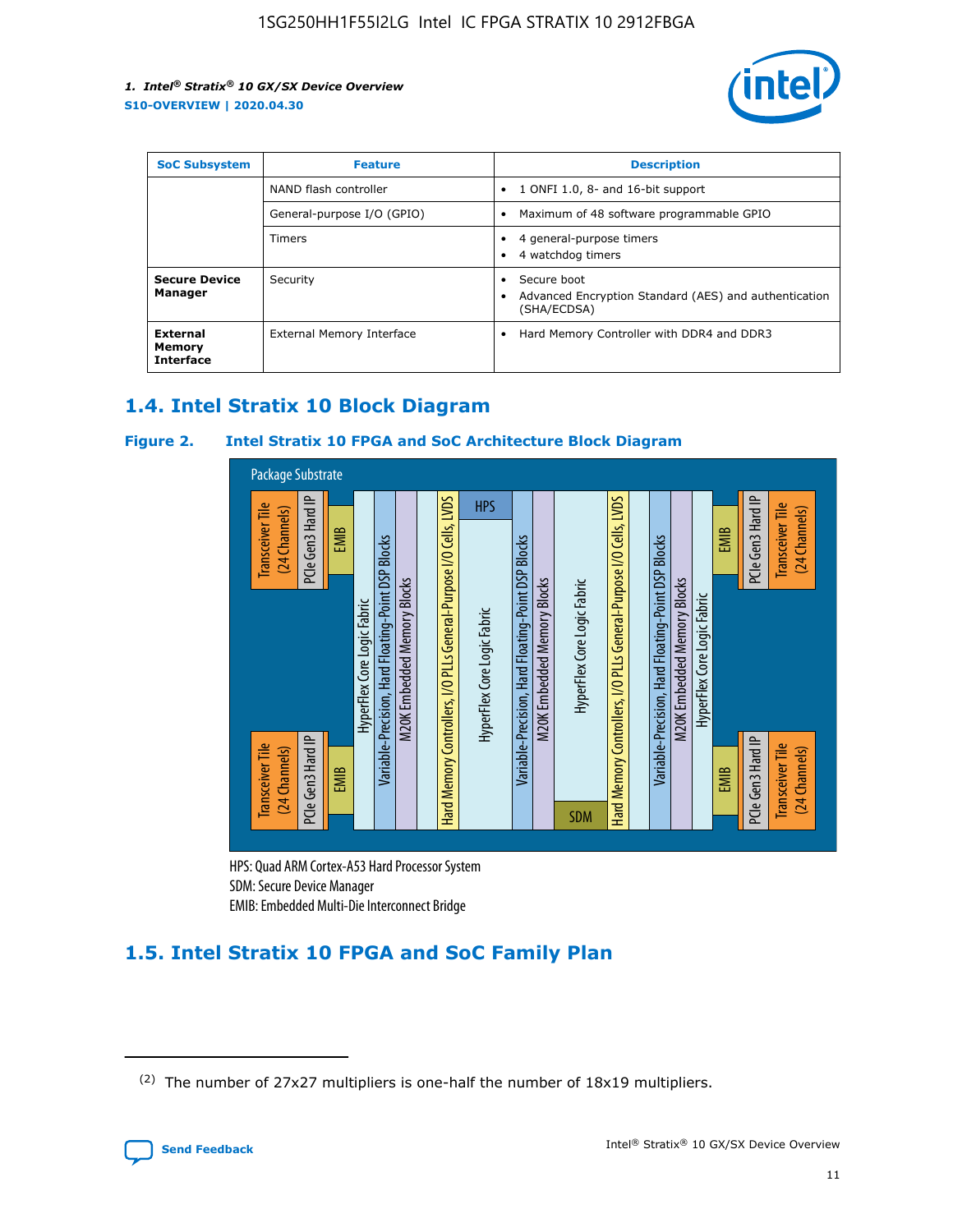| SoC Subsystem | Feature | Description |
| --- | --- | --- |
| | NAND flash controller | • 1 ONFI 1.0, 8- and 16-bit support |
| | General-purpose I/O (GPIO) | • Maximum of 48 software programmable GPIO |
| | Timers | • 4 general-purpose timers<br>• 4 watchdog timers |
| **Secure Device Manager** | Security | • Secure boot<br>• Advanced Encryption Standard (AES) and authentication (SHA/ECDSA) |
| **External Memory Interface** | External Memory Interface | • Hard Memory Controller with DDR4 and DDR3 |

## 1.4. Intel Stratix 10 Block Diagram

**Figure 2. Intel Stratix 10 FPGA and SoC Architecture Block Diagram**

Package Substrate

Transceiver Tile (24 Channels) | PCIe Gen3 Hard IP | EMIB | HyperFlex Core Logic Fabric | Variable-Precision, Hard Floating-Point DSP Blocks | M20K Embedded Memory Blocks | Hard Memory Controllers, I/O PLLs General-Purpose I/O Cells, LVDS | HPS | HyperFlex Core Logic Fabric | Variable-Precision, Hard Floating-Point DSP Blocks | M20K Embedded Memory Blocks | HyperFlex Core Logic Fabric | SDM | Hard Memory Controllers, I/O PLLs General-Purpose I/O Cells, LVDS | Variable-Precision, Hard Floating-Point DSP Blocks | M20K Embedded Memory Blocks | HyperFlex Core Logic Fabric | EMIB | PCIe Gen3 Hard IP | Transceiver Tile (24 Channels)

HPS: Quad ARM Cortex-A53 Hard Processor System
SDM: Secure Device Manager
EMIB: Embedded Multi-Die Interconnect Bridge

## 1.5. Intel Stratix 10 FPGA and SoC Family Plan

(2) The number of 27x27 multipliers is one-half the number of 18x19 multipliers.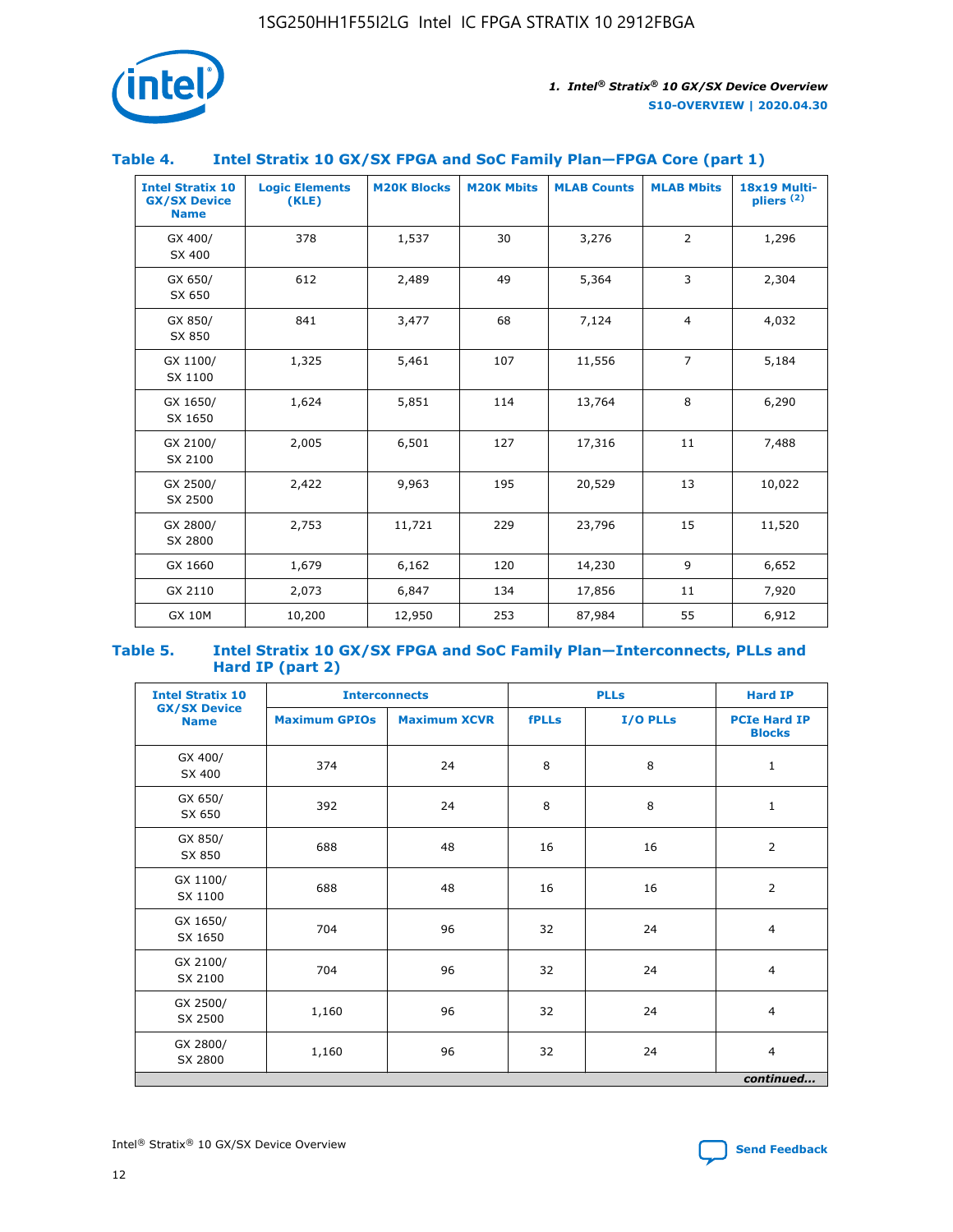### Table 4. Intel Stratix 10 GX/SX FPGA and SoC Family Plan—FPGA Core (part 1)

| Intel Stratix 10 GX/SX Device Name | Logic Elements (KLE) | M20K Blocks | M20K Mbits | MLAB Counts | MLAB Mbits | 18x19 Multi-pliers (2) |
|---|---|---|---|---|---|---|
| GX 400/ SX 400 | 378 | 1,537 | 30 | 3,276 | 2 | 1,296 |
| GX 650/ SX 650 | 612 | 2,489 | 49 | 5,364 | 3 | 2,304 |
| GX 850/ SX 850 | 841 | 3,477 | 68 | 7,124 | 4 | 4,032 |
| GX 1100/ SX 1100 | 1,325 | 5,461 | 107 | 11,556 | 7 | 5,184 |
| GX 1650/ SX 1650 | 1,624 | 5,851 | 114 | 13,764 | 8 | 6,290 |
| GX 2100/ SX 2100 | 2,005 | 6,501 | 127 | 17,316 | 11 | 7,488 |
| GX 2500/ SX 2500 | 2,422 | 9,963 | 195 | 20,529 | 13 | 10,022 |
| GX 2800/ SX 2800 | 2,753 | 11,721 | 229 | 23,796 | 15 | 11,520 |
| GX 1660 | 1,679 | 6,162 | 120 | 14,230 | 9 | 6,652 |
| GX 2110 | 2,073 | 6,847 | 134 | 17,856 | 11 | 7,920 |
| GX 10M | 10,200 | 12,950 | 253 | 87,984 | 55 | 6,912 |

### Table 5. Intel Stratix 10 GX/SX FPGA and SoC Family Plan—Interconnects, PLLs and Hard IP (part 2)

| Intel Stratix 10 GX/SX Device Name | Interconnects | | PLLs | | Hard IP |
|---|---|---|---|---|---|
| | Maximum GPIOs | Maximum XCVR | fPLLs | I/O PLLs | PCIe Hard IP Blocks |
| GX 400/ SX 400 | 374 | 24 | 8 | 8 | 1 |
| GX 650/ SX 650 | 392 | 24 | 8 | 8 | 1 |
| GX 850/ SX 850 | 688 | 48 | 16 | 16 | 2 |
| GX 1100/ SX 1100 | 688 | 48 | 16 | 16 | 2 |
| GX 1650/ SX 1650 | 704 | 96 | 32 | 24 | 4 |
| GX 2100/ SX 2100 | 704 | 96 | 32 | 24 | 4 |
| GX 2500/ SX 2500 | 1,160 | 96 | 32 | 24 | 4 |
| GX 2800/ SX 2800 | 1,160 | 96 | 32 | 24 | 4 |

*continued...*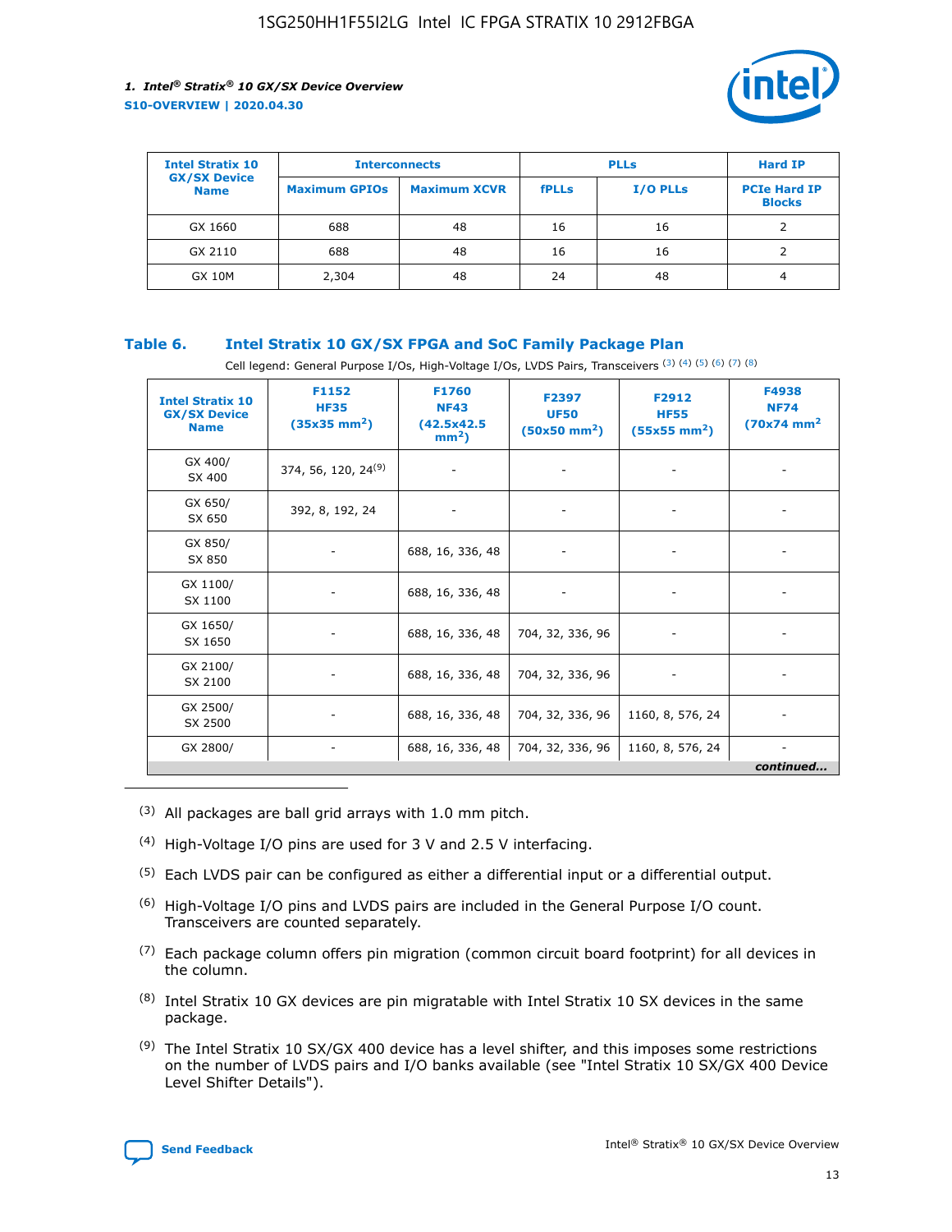| Intel Stratix 10 GX/SX Device Name | Interconnects |  | PLLs |  | Hard IP |
|---|---|---|---|---|---|
|  | Maximum GPIOs | Maximum XCVR | fPLLs | I/O PLLs | PCIe Hard IP Blocks |
| GX 1660 | 688 | 48 | 16 | 16 | 2 |
| GX 2110 | 688 | 48 | 16 | 16 | 2 |
| GX 10M | 2,304 | 48 | 24 | 48 | 4 |

### Table 6. Intel Stratix 10 GX/SX FPGA and SoC Family Package Plan

Cell legend: General Purpose I/Os, High-Voltage I/Os, LVDS Pairs, Transceivers [3] [4] [5] [6] [7] [8]

| Intel Stratix 10 GX/SX Device Name | F1152 HF35 (35x35 mm$^2$) | F1760 NF43 (42.5x42.5 mm$^2$) | F2397 UF50 (50x50 mm$^2$) | F2912 HF55 (55x55 mm$^2$) | F4938 NF74 (70x74 mm$^2$) |
|---|---|---|---|---|---|
| GX 400/ SX 400 | 374, 56, 120, 24[9] | - | - | - | - |
| GX 650/ SX 650 | 392, 8, 192, 24 | - | - | - | - |
| GX 850/ SX 850 | - | 688, 16, 336, 48 | - | - | - |
| GX 1100/ SX 1100 | - | 688, 16, 336, 48 | - | - | - |
| GX 1650/ SX 1650 | - | 688, 16, 336, 48 | 704, 32, 336, 96 | - | - |
| GX 2100/ SX 2100 | - | 688, 16, 336, 48 | 704, 32, 336, 96 | - | - |
| GX 2500/ SX 2500 | - | 688, 16, 336, 48 | 704, 32, 336, 96 | 1160, 8, 576, 24 | - |
| GX 2800/ | - | 688, 16, 336, 48 | 704, 32, 336, 96 | 1160, 8, 576, 24 | - |

*continued...*

(3) All packages are ball grid arrays with 1.0 mm pitch.

(4) High-Voltage I/O pins are used for 3 V and 2.5 V interfacing.

(5) Each LVDS pair can be configured as either a differential input or a differential output.

(6) High-Voltage I/O pins and LVDS pairs are included in the General Purpose I/O count. Transceivers are counted separately.

(7) Each package column offers pin migration (common circuit board footprint) for all devices in the column.

(8) Intel Stratix 10 GX devices are pin migratable with Intel Stratix 10 SX devices in the same package.

(9) The Intel Stratix 10 SX/GX 400 device has a level shifter, and this imposes some restrictions on the number of LVDS pairs and I/O banks available (see "Intel Stratix 10 SX/GX 400 Device Level Shifter Details").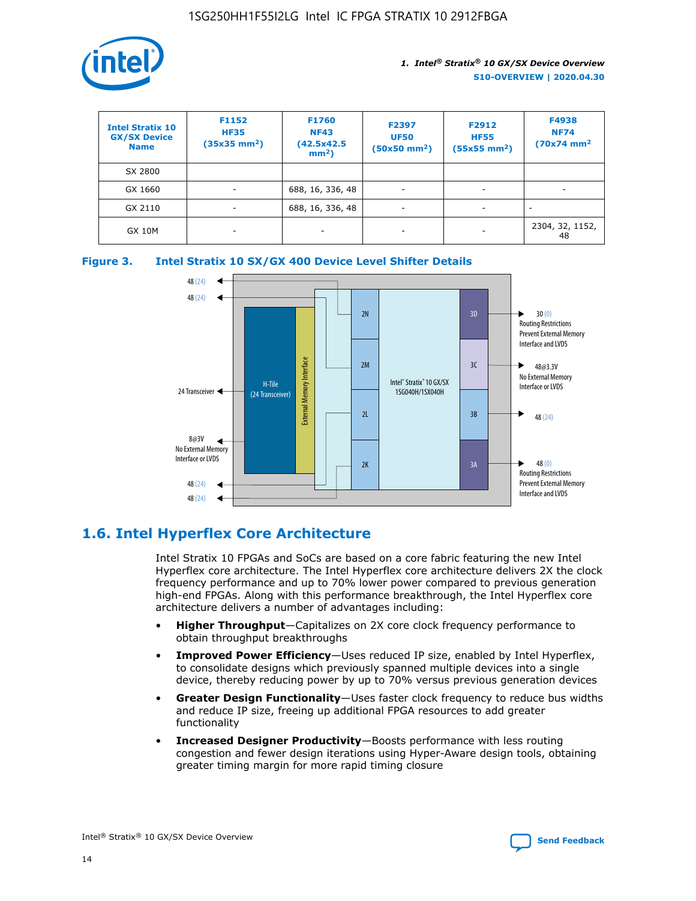| Intel Stratix 10 GX/SX Device Name | F1152 HF35 (35x35 mm²) | F1760 NF43 (42.5x42.5 mm²) | F2397 UF50 (50x50 mm²) | F2912 HF55 (55x55 mm²) | F4938 NF74 (70x74 mm² |
|---|---|---|---|---|---|
| SX 2800 | | | | | |
| GX 1660 | - | 688, 16, 336, 48 | - | - | - |
| GX 2110 | - | 688, 16, 336, 48 | - | - | - |
| GX 10M | - | - | - | - | 2304, 32, 1152, 48 |

**Figure 3. Intel Stratix 10 SX/GX 400 Device Level Shifter Details**

## 1.6. Intel Hyperflex Core Architecture

Intel Stratix 10 FPGAs and SoCs are based on a core fabric featuring the new Intel Hyperflex core architecture. The Intel Hyperflex core architecture delivers 2X the clock frequency performance and up to 70% lower power compared to previous generation high-end FPGAs. Along with this performance breakthrough, the Intel Hyperflex core architecture delivers a number of advantages including:

- **Higher Throughput**—Capitalizes on 2X core clock frequency performance to obtain throughput breakthroughs
- **Improved Power Efficiency**—Uses reduced IP size, enabled by Intel Hyperflex, to consolidate designs which previously spanned multiple devices into a single device, thereby reducing power by up to 70% versus previous generation devices
- **Greater Design Functionality**—Uses faster clock frequency to reduce bus widths and reduce IP size, freeing up additional FPGA resources to add greater functionality
- **Increased Designer Productivity**—Boosts performance with less routing congestion and fewer design iterations using Hyper-Aware design tools, obtaining greater timing margin for more rapid timing closure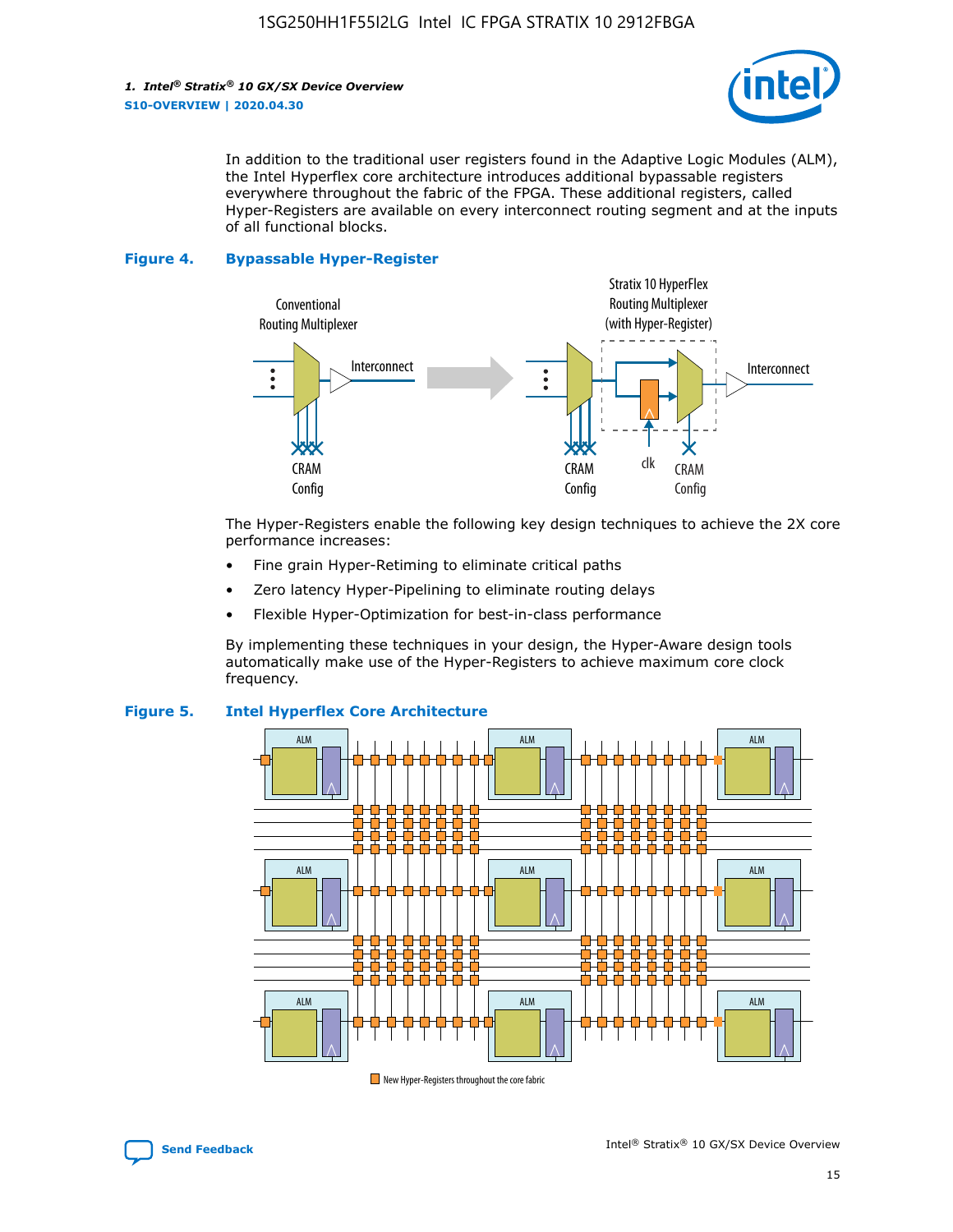In addition to the traditional user registers found in the Adaptive Logic Modules (ALM), the Intel Hyperflex core architecture introduces additional bypassable registers everywhere throughout the fabric of the FPGA. These additional registers, called Hyper-Registers are available on every interconnect routing segment and at the inputs of all functional blocks.

**Figure 4. Bypassable Hyper-Register**

The Hyper-Registers enable the following key design techniques to achieve the 2X core performance increases:

- Fine grain Hyper-Retiming to eliminate critical paths
- Zero latency Hyper-Pipelining to eliminate routing delays
- Flexible Hyper-Optimization for best-in-class performance

By implementing these techniques in your design, the Hyper-Aware design tools automatically make use of the Hyper-Registers to achieve maximum core clock frequency.

**Figure 5. Intel Hyperflex Core Architecture**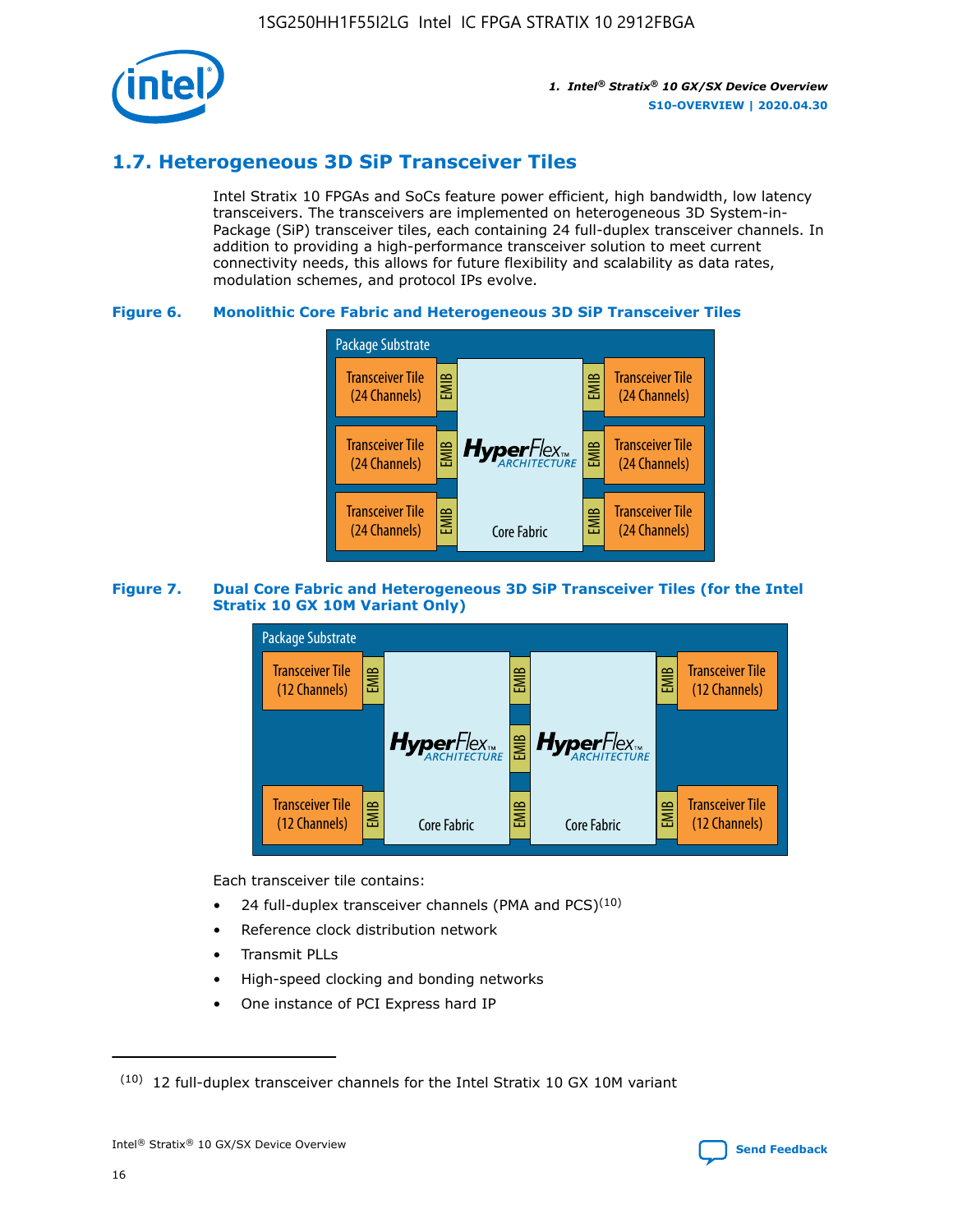## 1.7. Heterogeneous 3D SiP Transceiver Tiles

Intel Stratix 10 FPGAs and SoCs feature power efficient, high bandwidth, low latency transceivers. The transceivers are implemented on heterogeneous 3D System-in-Package (SiP) transceiver tiles, each containing 24 full-duplex transceiver channels. In addition to providing a high-performance transceiver solution to meet current connectivity needs, this allows for future flexibility and scalability as data rates, modulation schemes, and protocol IPs evolve.

**Figure 6. Monolithic Core Fabric and Heterogeneous 3D SiP Transceiver Tiles**

**Figure 7. Dual Core Fabric and Heterogeneous 3D SiP Transceiver Tiles (for the Intel Stratix 10 GX 10M Variant Only)**

Each transceiver tile contains:

- 24 full-duplex transceiver channels (PMA and PCS)[10]
- Reference clock distribution network
- Transmit PLLs
- High-speed clocking and bonding networks
- One instance of PCI Express hard IP

[10] 12 full-duplex transceiver channels for the Intel Stratix 10 GX 10M variant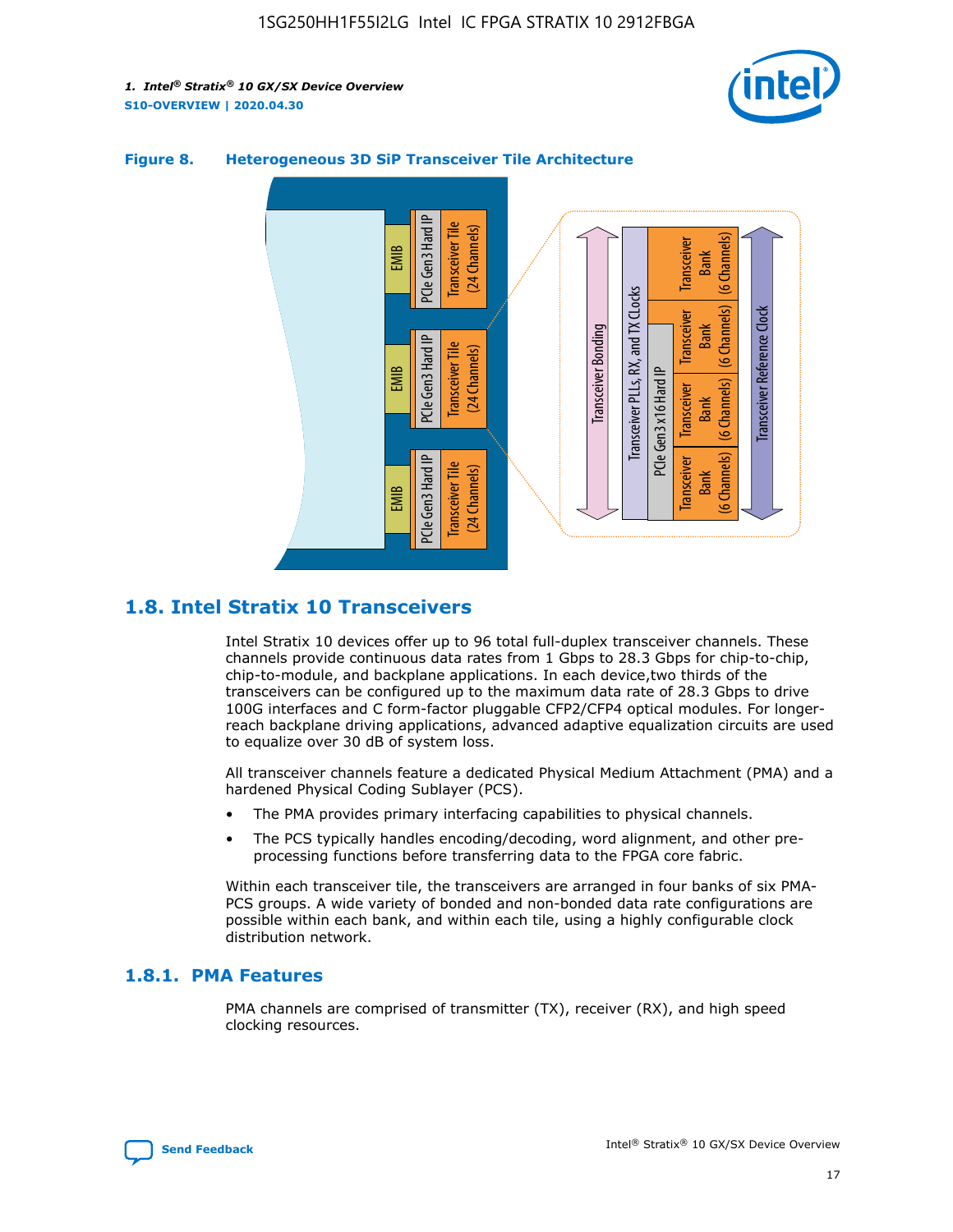**Figure 8. Heterogeneous 3D SiP Transceiver Tile Architecture**

## 1.8. Intel Stratix 10 Transceivers

Intel Stratix 10 devices offer up to 96 total full-duplex transceiver channels. These channels provide continuous data rates from 1 Gbps to 28.3 Gbps for chip-to-chip, chip-to-module, and backplane applications. In each device,two thirds of the transceivers can be configured up to the maximum data rate of 28.3 Gbps to drive 100G interfaces and C form-factor pluggable CFP2/CFP4 optical modules. For longer-reach backplane driving applications, advanced adaptive equalization circuits are used to equalize over 30 dB of system loss.

All transceiver channels feature a dedicated Physical Medium Attachment (PMA) and a hardened Physical Coding Sublayer (PCS).

- The PMA provides primary interfacing capabilities to physical channels.
- The PCS typically handles encoding/decoding, word alignment, and other pre-processing functions before transferring data to the FPGA core fabric.

Within each transceiver tile, the transceivers are arranged in four banks of six PMA-PCS groups. A wide variety of bonded and non-bonded data rate configurations are possible within each bank, and within each tile, using a highly configurable clock distribution network.

### 1.8.1. PMA Features

PMA channels are comprised of transmitter (TX), receiver (RX), and high speed clocking resources.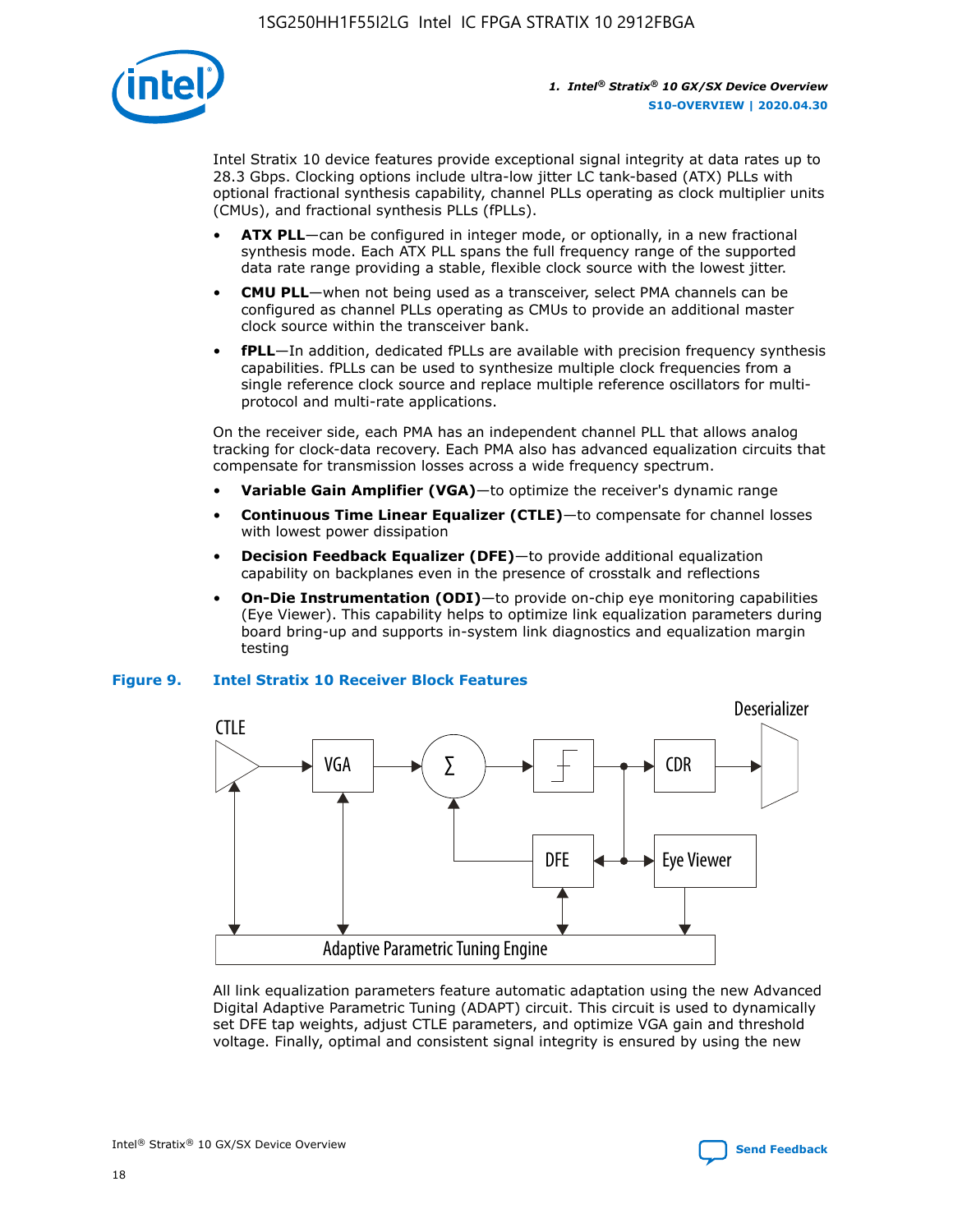Intel Stratix 10 device features provide exceptional signal integrity at data rates up to 28.3 Gbps. Clocking options include ultra-low jitter LC tank-based (ATX) PLLs with optional fractional synthesis capability, channel PLLs operating as clock multiplier units (CMUs), and fractional synthesis PLLs (fPLLs).

- **ATX PLL**—can be configured in integer mode, or optionally, in a new fractional synthesis mode. Each ATX PLL spans the full frequency range of the supported data rate range providing a stable, flexible clock source with the lowest jitter.
- **CMU PLL**—when not being used as a transceiver, select PMA channels can be configured as channel PLLs operating as CMUs to provide an additional master clock source within the transceiver bank.
- **fPLL**—In addition, dedicated fPLLs are available with precision frequency synthesis capabilities. fPLLs can be used to synthesize multiple clock frequencies from a single reference clock source and replace multiple reference oscillators for multi-protocol and multi-rate applications.

On the receiver side, each PMA has an independent channel PLL that allows analog tracking for clock-data recovery. Each PMA also has advanced equalization circuits that compensate for transmission losses across a wide frequency spectrum.

- **Variable Gain Amplifier (VGA)**—to optimize the receiver's dynamic range
- **Continuous Time Linear Equalizer (CTLE)**—to compensate for channel losses with lowest power dissipation
- **Decision Feedback Equalizer (DFE)**—to provide additional equalization capability on backplanes even in the presence of crosstalk and reflections
- **On-Die Instrumentation (ODI)**—to provide on-chip eye monitoring capabilities (Eye Viewer). This capability helps to optimize link equalization parameters during board bring-up and supports in-system link diagnostics and equalization margin testing

**Figure 9. Intel Stratix 10 Receiver Block Features**

CTLE → VGA → Σ → [slicer] → CDR → Deserializer; DFE; Eye Viewer; Adaptive Parametric Tuning Engine

All link equalization parameters feature automatic adaptation using the new Advanced Digital Adaptive Parametric Tuning (ADAPT) circuit. This circuit is used to dynamically set DFE tap weights, adjust CTLE parameters, and optimize VGA gain and threshold voltage. Finally, optimal and consistent signal integrity is ensured by using the new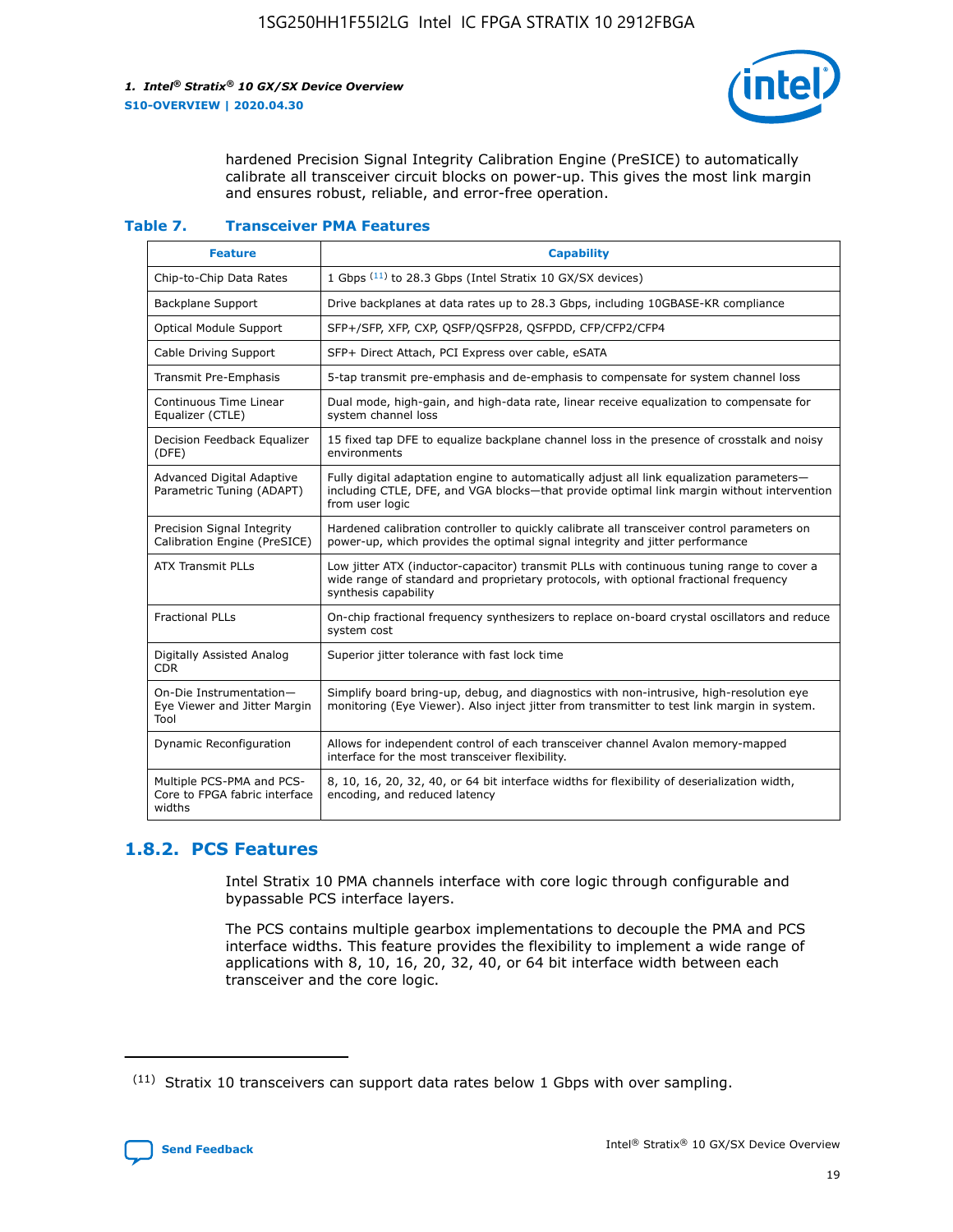hardened Precision Signal Integrity Calibration Engine (PreSICE) to automatically calibrate all transceiver circuit blocks on power-up. This gives the most link margin and ensures robust, reliable, and error-free operation.

**Table 7. Transceiver PMA Features**

| Feature | Capability |
| --- | --- |
| Chip-to-Chip Data Rates | 1 Gbps [11] to 28.3 Gbps (Intel Stratix 10 GX/SX devices) |
| Backplane Support | Drive backplanes at data rates up to 28.3 Gbps, including 10GBASE-KR compliance |
| Optical Module Support | SFP+/SFP, XFP, CXP, QSFP/QSFP28, QSFPDD, CFP/CFP2/CFP4 |
| Cable Driving Support | SFP+ Direct Attach, PCI Express over cable, eSATA |
| Transmit Pre-Emphasis | 5-tap transmit pre-emphasis and de-emphasis to compensate for system channel loss |
| Continuous Time Linear Equalizer (CTLE) | Dual mode, high-gain, and high-data rate, linear receive equalization to compensate for system channel loss |
| Decision Feedback Equalizer (DFE) | 15 fixed tap DFE to equalize backplane channel loss in the presence of crosstalk and noisy environments |
| Advanced Digital Adaptive Parametric Tuning (ADAPT) | Fully digital adaptation engine to automatically adjust all link equalization parameters—including CTLE, DFE, and VGA blocks—that provide optimal link margin without intervention from user logic |
| Precision Signal Integrity Calibration Engine (PreSICE) | Hardened calibration controller to quickly calibrate all transceiver control parameters on power-up, which provides the optimal signal integrity and jitter performance |
| ATX Transmit PLLs | Low jitter ATX (inductor-capacitor) transmit PLLs with continuous tuning range to cover a wide range of standard and proprietary protocols, with optional fractional frequency synthesis capability |
| Fractional PLLs | On-chip fractional frequency synthesizers to replace on-board crystal oscillators and reduce system cost |
| Digitally Assisted Analog CDR | Superior jitter tolerance with fast lock time |
| On-Die Instrumentation—Eye Viewer and Jitter Margin Tool | Simplify board bring-up, debug, and diagnostics with non-intrusive, high-resolution eye monitoring (Eye Viewer). Also inject jitter from transmitter to test link margin in system. |
| Dynamic Reconfiguration | Allows for independent control of each transceiver channel Avalon memory-mapped interface for the most transceiver flexibility. |
| Multiple PCS-PMA and PCS-Core to FPGA fabric interface widths | 8, 10, 16, 20, 32, 40, or 64 bit interface widths for flexibility of deserialization width, encoding, and reduced latency |

## 1.8.2. PCS Features

Intel Stratix 10 PMA channels interface with core logic through configurable and bypassable PCS interface layers.

The PCS contains multiple gearbox implementations to decouple the PMA and PCS interface widths. This feature provides the flexibility to implement a wide range of applications with 8, 10, 16, 20, 32, 40, or 64 bit interface width between each transceiver and the core logic.

[11] Stratix 10 transceivers can support data rates below 1 Gbps with over sampling.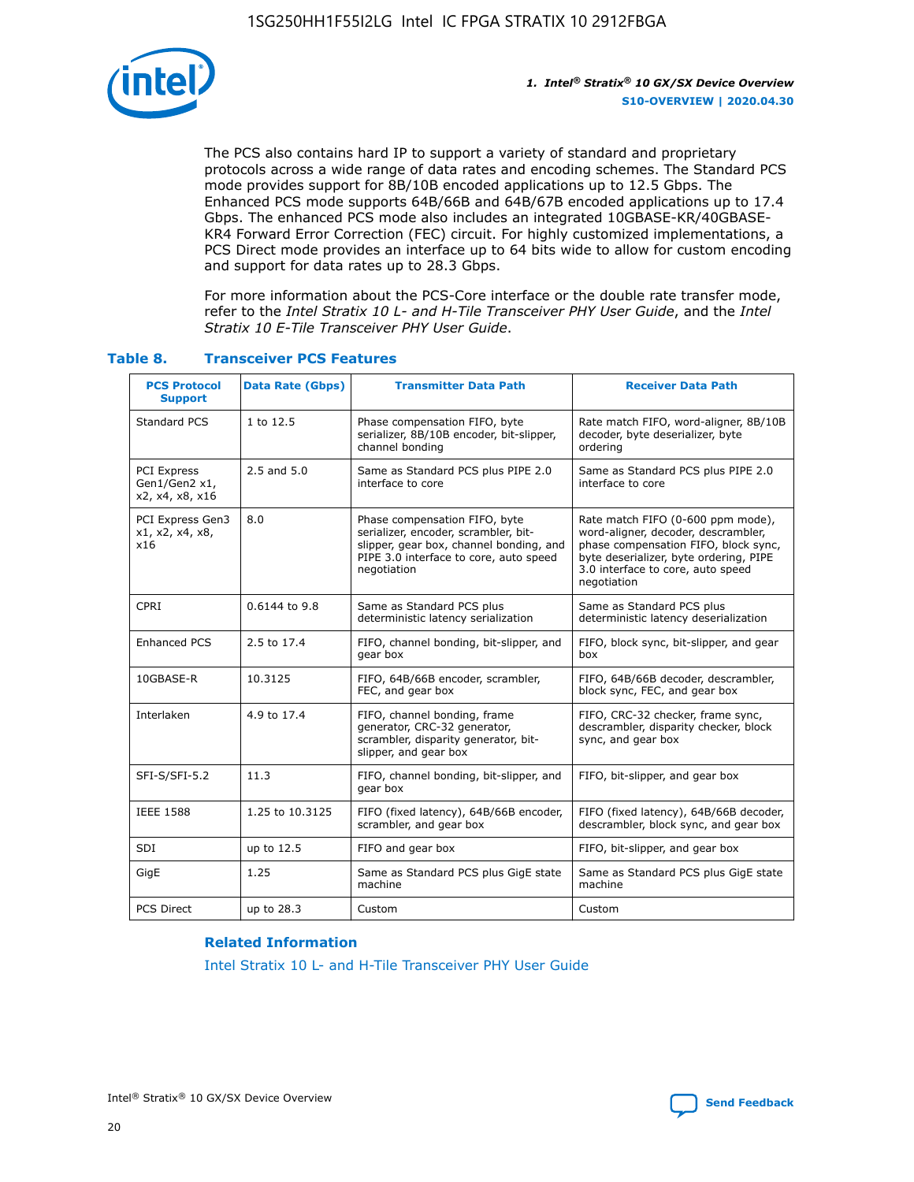The PCS also contains hard IP to support a variety of standard and proprietary protocols across a wide range of data rates and encoding schemes. The Standard PCS mode provides support for 8B/10B encoded applications up to 12.5 Gbps. The Enhanced PCS mode supports 64B/66B and 64B/67B encoded applications up to 17.4 Gbps. The enhanced PCS mode also includes an integrated 10GBASE-KR/40GBASE-KR4 Forward Error Correction (FEC) circuit. For highly customized implementations, a PCS Direct mode provides an interface up to 64 bits wide to allow for custom encoding and support for data rates up to 28.3 Gbps.

For more information about the PCS-Core interface or the double rate transfer mode, refer to the *Intel Stratix 10 L- and H-Tile Transceiver PHY User Guide*, and the *Intel Stratix 10 E-Tile Transceiver PHY User Guide*.

### Table 8. Transceiver PCS Features

| PCS Protocol Support | Data Rate (Gbps) | Transmitter Data Path | Receiver Data Path |
|---|---|---|---|
| Standard PCS | 1 to 12.5 | Phase compensation FIFO, byte serializer, 8B/10B encoder, bit-slipper, channel bonding | Rate match FIFO, word-aligner, 8B/10B decoder, byte deserializer, byte ordering |
| PCI Express Gen1/Gen2 x1, x2, x4, x8, x16 | 2.5 and 5.0 | Same as Standard PCS plus PIPE 2.0 interface to core | Same as Standard PCS plus PIPE 2.0 interface to core |
| PCI Express Gen3 x1, x2, x4, x8, x16 | 8.0 | Phase compensation FIFO, byte serializer, encoder, scrambler, bit-slipper, gear box, channel bonding, and PIPE 3.0 interface to core, auto speed negotiation | Rate match FIFO (0-600 ppm mode), word-aligner, decoder, descrambler, phase compensation FIFO, block sync, byte deserializer, byte ordering, PIPE 3.0 interface to core, auto speed negotiation |
| CPRI | 0.6144 to 9.8 | Same as Standard PCS plus deterministic latency serialization | Same as Standard PCS plus deterministic latency deserialization |
| Enhanced PCS | 2.5 to 17.4 | FIFO, channel bonding, bit-slipper, and gear box | FIFO, block sync, bit-slipper, and gear box |
| 10GBASE-R | 10.3125 | FIFO, 64B/66B encoder, scrambler, FEC, and gear box | FIFO, 64B/66B decoder, descrambler, block sync, FEC, and gear box |
| Interlaken | 4.9 to 17.4 | FIFO, channel bonding, frame generator, CRC-32 generator, scrambler, disparity generator, bit-slipper, and gear box | FIFO, CRC-32 checker, frame sync, descrambler, disparity checker, block sync, and gear box |
| SFI-S/SFI-5.2 | 11.3 | FIFO, channel bonding, bit-slipper, and gear box | FIFO, bit-slipper, and gear box |
| IEEE 1588 | 1.25 to 10.3125 | FIFO (fixed latency), 64B/66B encoder, scrambler, and gear box | FIFO (fixed latency), 64B/66B decoder, descrambler, block sync, and gear box |
| SDI | up to 12.5 | FIFO and gear box | FIFO, bit-slipper, and gear box |
| GigE | 1.25 | Same as Standard PCS plus GigE state machine | Same as Standard PCS plus GigE state machine |
| PCS Direct | up to 28.3 | Custom | Custom |

**Related Information**

Intel Stratix 10 L- and H-Tile Transceiver PHY User Guide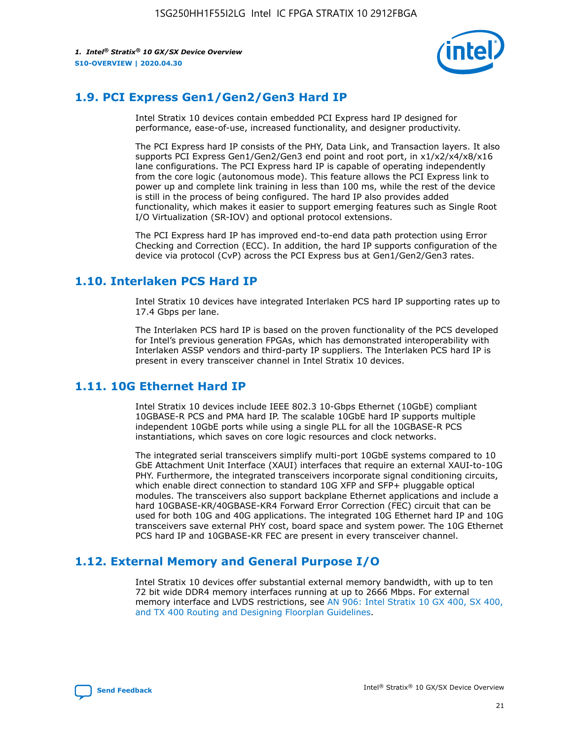## 1.9. PCI Express Gen1/Gen2/Gen3 Hard IP

Intel Stratix 10 devices contain embedded PCI Express hard IP designed for performance, ease-of-use, increased functionality, and designer productivity.

The PCI Express hard IP consists of the PHY, Data Link, and Transaction layers. It also supports PCI Express Gen1/Gen2/Gen3 end point and root port, in x1/x2/x4/x8/x16 lane configurations. The PCI Express hard IP is capable of operating independently from the core logic (autonomous mode). This feature allows the PCI Express link to power up and complete link training in less than 100 ms, while the rest of the device is still in the process of being configured. The hard IP also provides added functionality, which makes it easier to support emerging features such as Single Root I/O Virtualization (SR-IOV) and optional protocol extensions.

The PCI Express hard IP has improved end-to-end data path protection using Error Checking and Correction (ECC). In addition, the hard IP supports configuration of the device via protocol (CvP) across the PCI Express bus at Gen1/Gen2/Gen3 rates.

## 1.10. Interlaken PCS Hard IP

Intel Stratix 10 devices have integrated Interlaken PCS hard IP supporting rates up to 17.4 Gbps per lane.

The Interlaken PCS hard IP is based on the proven functionality of the PCS developed for Intel's previous generation FPGAs, which has demonstrated interoperability with Interlaken ASSP vendors and third-party IP suppliers. The Interlaken PCS hard IP is present in every transceiver channel in Intel Stratix 10 devices.

## 1.11. 10G Ethernet Hard IP

Intel Stratix 10 devices include IEEE 802.3 10-Gbps Ethernet (10GbE) compliant 10GBASE-R PCS and PMA hard IP. The scalable 10GbE hard IP supports multiple independent 10GbE ports while using a single PLL for all the 10GBASE-R PCS instantiations, which saves on core logic resources and clock networks.

The integrated serial transceivers simplify multi-port 10GbE systems compared to 10 GbE Attachment Unit Interface (XAUI) interfaces that require an external XAUI-to-10G PHY. Furthermore, the integrated transceivers incorporate signal conditioning circuits, which enable direct connection to standard 10G XFP and SFP+ pluggable optical modules. The transceivers also support backplane Ethernet applications and include a hard 10GBASE-KR/40GBASE-KR4 Forward Error Correction (FEC) circuit that can be used for both 10G and 40G applications. The integrated 10G Ethernet hard IP and 10G transceivers save external PHY cost, board space and system power. The 10G Ethernet PCS hard IP and 10GBASE-KR FEC are present in every transceiver channel.

## 1.12. External Memory and General Purpose I/O

Intel Stratix 10 devices offer substantial external memory bandwidth, with up to ten 72 bit wide DDR4 memory interfaces running at up to 2666 Mbps. For external memory interface and LVDS restrictions, see AN 906: Intel Stratix 10 GX 400, SX 400, and TX 400 Routing and Designing Floorplan Guidelines.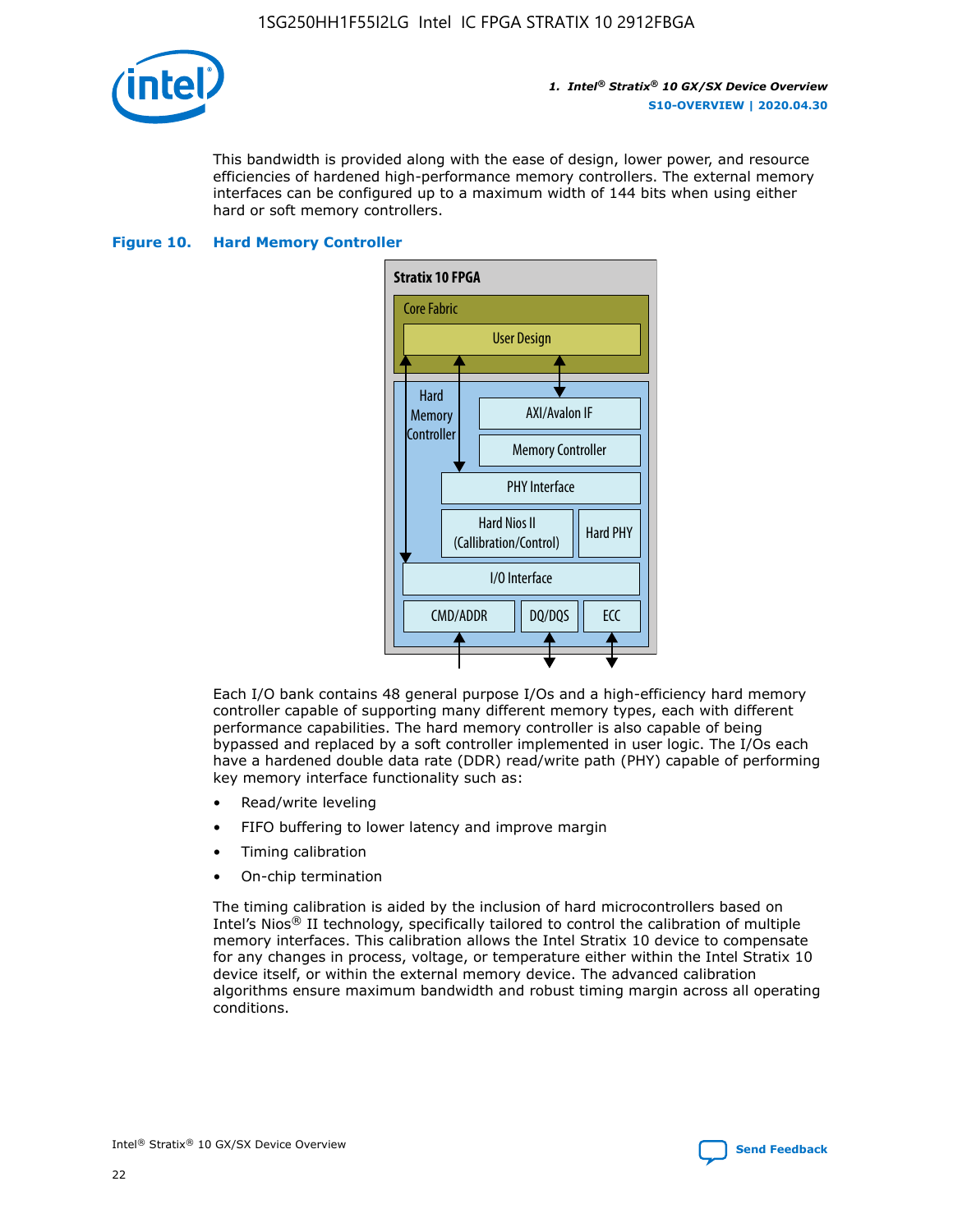This bandwidth is provided along with the ease of design, lower power, and resource efficiencies of hardened high-performance memory controllers. The external memory interfaces can be configured up to a maximum width of 144 bits when using either hard or soft memory controllers.

**Figure 10. Hard Memory Controller**

Each I/O bank contains 48 general purpose I/Os and a high-efficiency hard memory controller capable of supporting many different memory types, each with different performance capabilities. The hard memory controller is also capable of being bypassed and replaced by a soft controller implemented in user logic. The I/Os each have a hardened double data rate (DDR) read/write path (PHY) capable of performing key memory interface functionality such as:

- Read/write leveling
- FIFO buffering to lower latency and improve margin
- Timing calibration
- On-chip termination

The timing calibration is aided by the inclusion of hard microcontrollers based on Intel's Nios® II technology, specifically tailored to control the calibration of multiple memory interfaces. This calibration allows the Intel Stratix 10 device to compensate for any changes in process, voltage, or temperature either within the Intel Stratix 10 device itself, or within the external memory device. The advanced calibration algorithms ensure maximum bandwidth and robust timing margin across all operating conditions.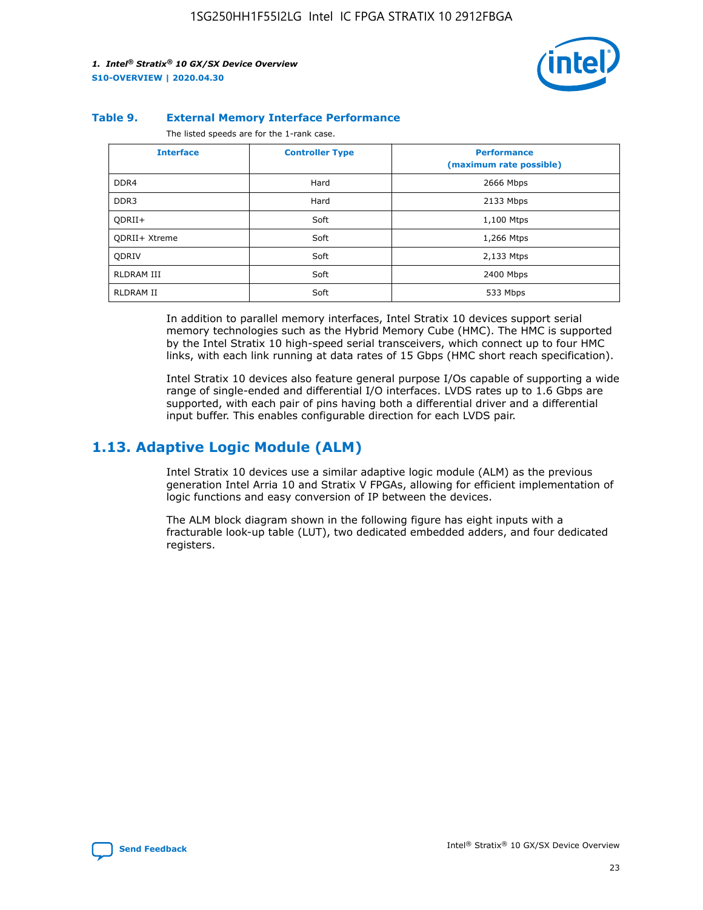**Table 9. External Memory Interface Performance**

The listed speeds are for the 1-rank case.

| Interface | Controller Type | Performance (maximum rate possible) |
|---|---|---|
| DDR4 | Hard | 2666 Mbps |
| DDR3 | Hard | 2133 Mbps |
| QDRII+ | Soft | 1,100 Mtps |
| QDRII+ Xtreme | Soft | 1,266 Mtps |
| QDRIV | Soft | 2,133 Mtps |
| RLDRAM III | Soft | 2400 Mbps |
| RLDRAM II | Soft | 533 Mbps |

In addition to parallel memory interfaces, Intel Stratix 10 devices support serial memory technologies such as the Hybrid Memory Cube (HMC). The HMC is supported by the Intel Stratix 10 high-speed serial transceivers, which connect up to four HMC links, with each link running at data rates of 15 Gbps (HMC short reach specification).

Intel Stratix 10 devices also feature general purpose I/Os capable of supporting a wide range of single-ended and differential I/O interfaces. LVDS rates up to 1.6 Gbps are supported, with each pair of pins having both a differential driver and a differential input buffer. This enables configurable direction for each LVDS pair.

## 1.13. Adaptive Logic Module (ALM)

Intel Stratix 10 devices use a similar adaptive logic module (ALM) as the previous generation Intel Arria 10 and Stratix V FPGAs, allowing for efficient implementation of logic functions and easy conversion of IP between the devices.

The ALM block diagram shown in the following figure has eight inputs with a fracturable look-up table (LUT), two dedicated embedded adders, and four dedicated registers.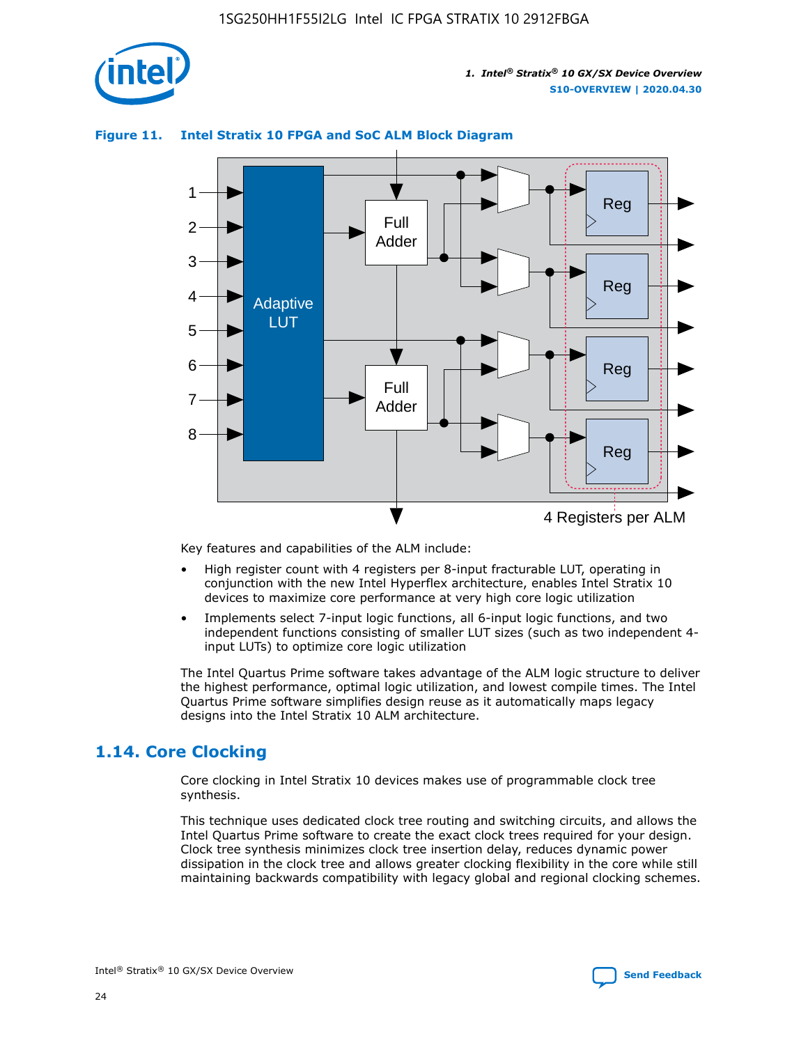**Figure 11. Intel Stratix 10 FPGA and SoC ALM Block Diagram**

Key features and capabilities of the ALM include:

- High register count with 4 registers per 8-input fracturable LUT, operating in conjunction with the new Intel Hyperflex architecture, enables Intel Stratix 10 devices to maximize core performance at very high core logic utilization
- Implements select 7-input logic functions, all 6-input logic functions, and two independent functions consisting of smaller LUT sizes (such as two independent 4-input LUTs) to optimize core logic utilization

The Intel Quartus Prime software takes advantage of the ALM logic structure to deliver the highest performance, optimal logic utilization, and lowest compile times. The Intel Quartus Prime software simplifies design reuse as it automatically maps legacy designs into the Intel Stratix 10 ALM architecture.

## 1.14. Core Clocking

Core clocking in Intel Stratix 10 devices makes use of programmable clock tree synthesis.

This technique uses dedicated clock tree routing and switching circuits, and allows the Intel Quartus Prime software to create the exact clock trees required for your design. Clock tree synthesis minimizes clock tree insertion delay, reduces dynamic power dissipation in the clock tree and allows greater clocking flexibility in the core while still maintaining backwards compatibility with legacy global and regional clocking schemes.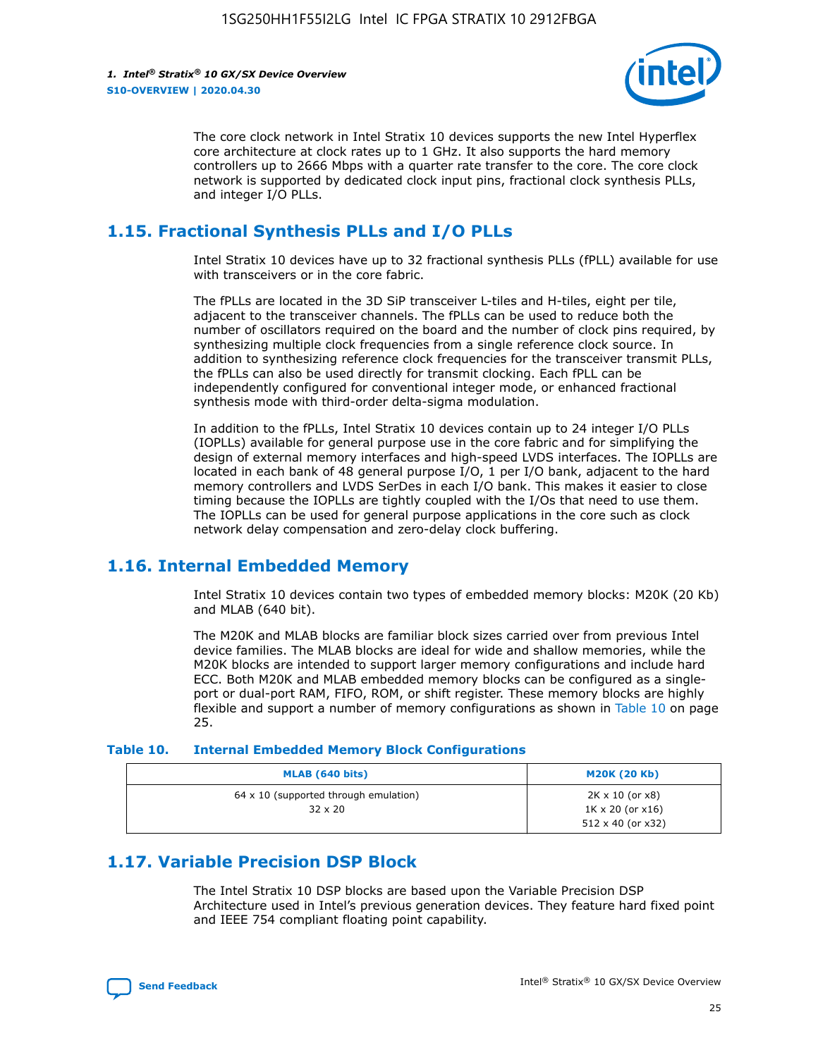The core clock network in Intel Stratix 10 devices supports the new Intel Hyperflex core architecture at clock rates up to 1 GHz. It also supports the hard memory controllers up to 2666 Mbps with a quarter rate transfer to the core. The core clock network is supported by dedicated clock input pins, fractional clock synthesis PLLs, and integer I/O PLLs.

## 1.15. Fractional Synthesis PLLs and I/O PLLs

Intel Stratix 10 devices have up to 32 fractional synthesis PLLs (fPLL) available for use with transceivers or in the core fabric.

The fPLLs are located in the 3D SiP transceiver L-tiles and H-tiles, eight per tile, adjacent to the transceiver channels. The fPLLs can be used to reduce both the number of oscillators required on the board and the number of clock pins required, by synthesizing multiple clock frequencies from a single reference clock source. In addition to synthesizing reference clock frequencies for the transceiver transmit PLLs, the fPLLs can also be used directly for transmit clocking. Each fPLL can be independently configured for conventional integer mode, or enhanced fractional synthesis mode with third-order delta-sigma modulation.

In addition to the fPLLs, Intel Stratix 10 devices contain up to 24 integer I/O PLLs (IOPLLs) available for general purpose use in the core fabric and for simplifying the design of external memory interfaces and high-speed LVDS interfaces. The IOPLLs are located in each bank of 48 general purpose I/O, 1 per I/O bank, adjacent to the hard memory controllers and LVDS SerDes in each I/O bank. This makes it easier to close timing because the IOPLLs are tightly coupled with the I/Os that need to use them. The IOPLLs can be used for general purpose applications in the core such as clock network delay compensation and zero-delay clock buffering.

## 1.16. Internal Embedded Memory

Intel Stratix 10 devices contain two types of embedded memory blocks: M20K (20 Kb) and MLAB (640 bit).

The M20K and MLAB blocks are familiar block sizes carried over from previous Intel device families. The MLAB blocks are ideal for wide and shallow memories, while the M20K blocks are intended to support larger memory configurations and include hard ECC. Both M20K and MLAB embedded memory blocks can be configured as a single-port or dual-port RAM, FIFO, ROM, or shift register. These memory blocks are highly flexible and support a number of memory configurations as shown in Table 10 on page 25.

**Table 10. Internal Embedded Memory Block Configurations**

| MLAB (640 bits) | M20K (20 Kb) |
|---|---|
| 64 x 10 (supported through emulation)<br>32 x 20 | 2K x 10 (or x8)<br>1K x 20 (or x16)<br>512 x 40 (or x32) |

## 1.17. Variable Precision DSP Block

The Intel Stratix 10 DSP blocks are based upon the Variable Precision DSP Architecture used in Intel's previous generation devices. They feature hard fixed point and IEEE 754 compliant floating point capability.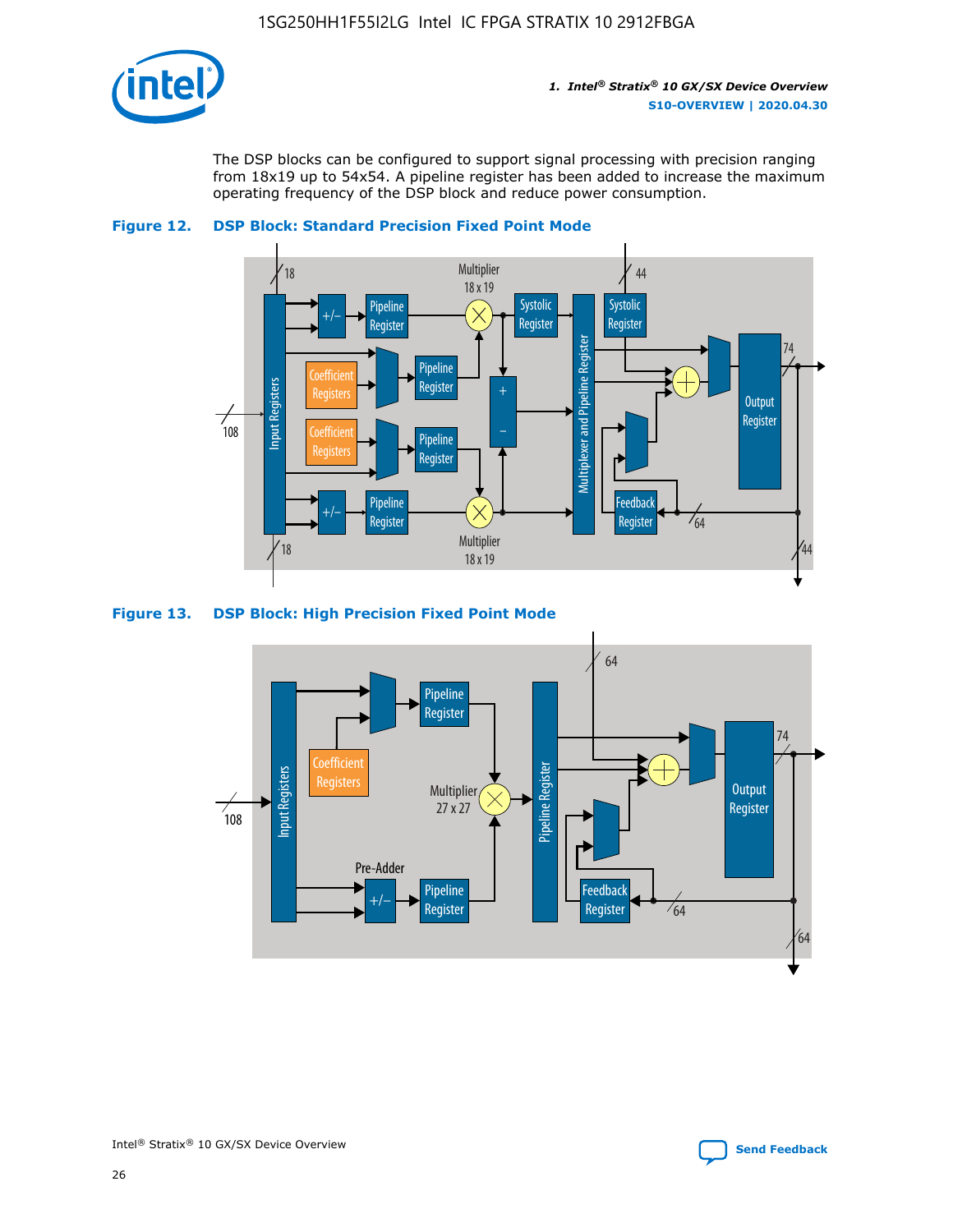The DSP blocks can be configured to support signal processing with precision ranging from 18x19 up to 54x54. A pipeline register has been added to increase the maximum operating frequency of the DSP block and reduce power consumption.

**Figure 12. DSP Block: Standard Precision Fixed Point Mode**

**Figure 13. DSP Block: High Precision Fixed Point Mode**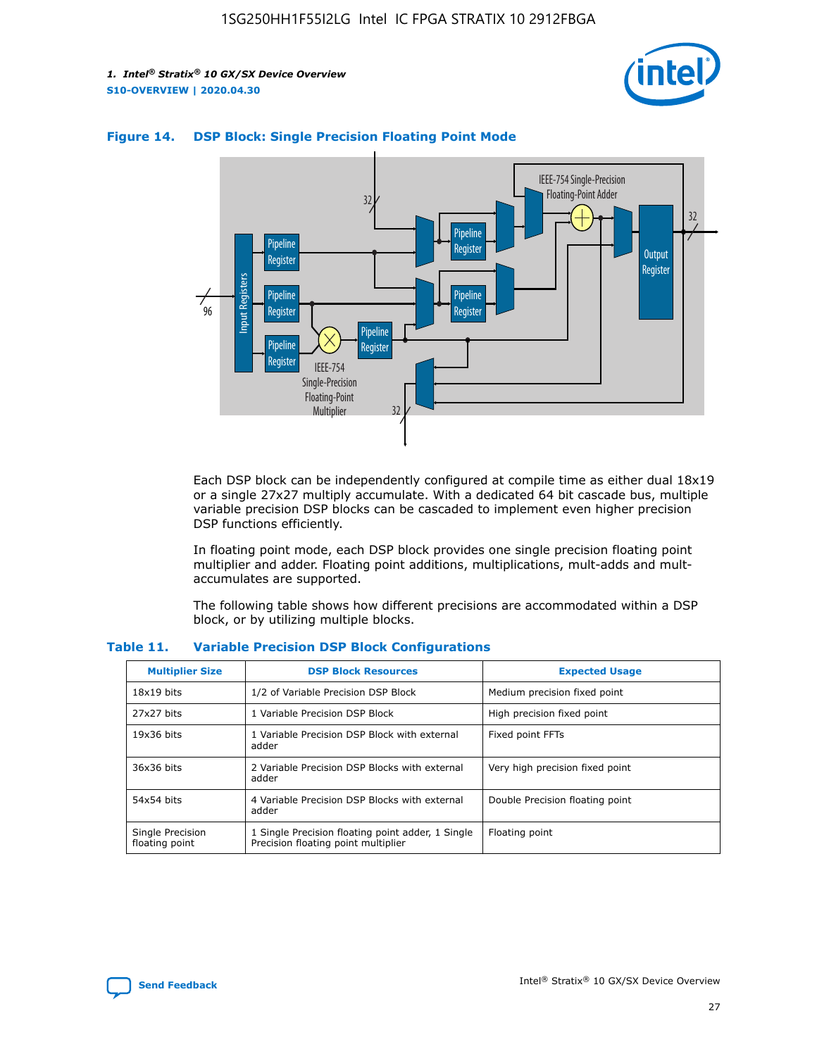**Figure 14. DSP Block: Single Precision Floating Point Mode**

Each DSP block can be independently configured at compile time as either dual 18x19 or a single 27x27 multiply accumulate. With a dedicated 64 bit cascade bus, multiple variable precision DSP blocks can be cascaded to implement even higher precision DSP functions efficiently.

In floating point mode, each DSP block provides one single precision floating point multiplier and adder. Floating point additions, multiplications, mult-adds and mult-accumulates are supported.

The following table shows how different precisions are accommodated within a DSP block, or by utilizing multiple blocks.

**Table 11. Variable Precision DSP Block Configurations**

| Multiplier Size | DSP Block Resources | Expected Usage |
|---|---|---|
| 18x19 bits | 1/2 of Variable Precision DSP Block | Medium precision fixed point |
| 27x27 bits | 1 Variable Precision DSP Block | High precision fixed point |
| 19x36 bits | 1 Variable Precision DSP Block with external adder | Fixed point FFTs |
| 36x36 bits | 2 Variable Precision DSP Blocks with external adder | Very high precision fixed point |
| 54x54 bits | 4 Variable Precision DSP Blocks with external adder | Double Precision floating point |
| Single Precision floating point | 1 Single Precision floating point adder, 1 Single Precision floating point multiplier | Floating point |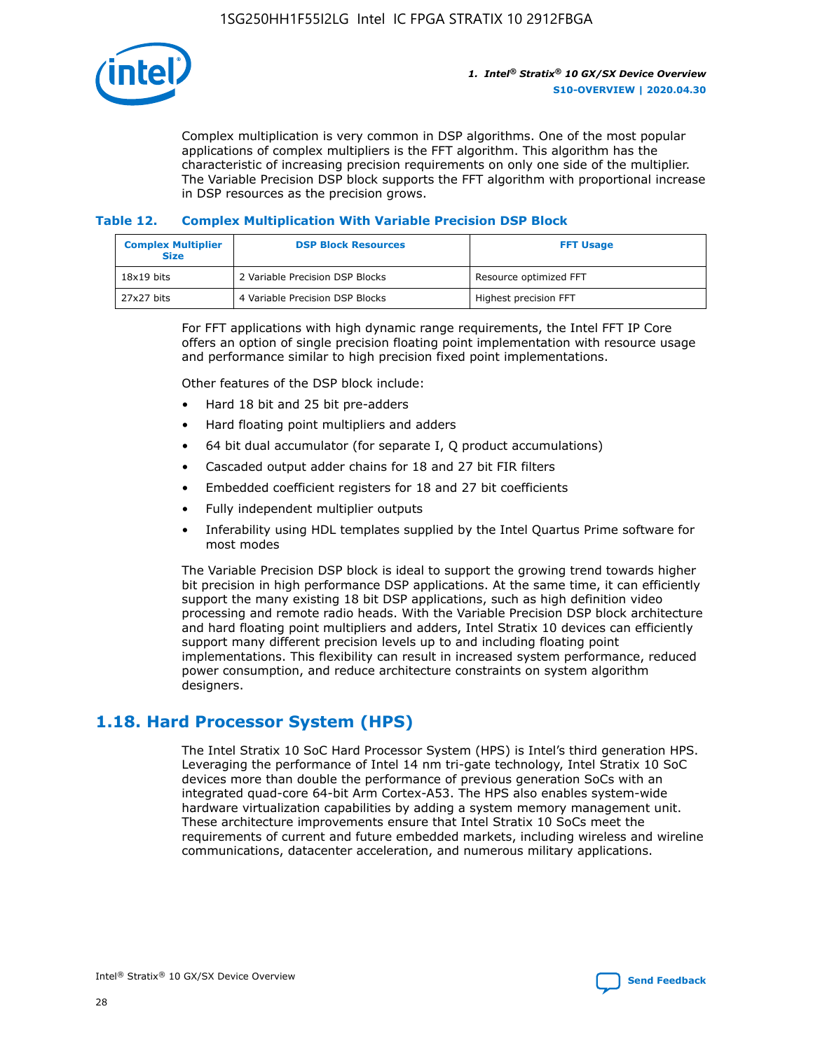Complex multiplication is very common in DSP algorithms. One of the most popular applications of complex multipliers is the FFT algorithm. This algorithm has the characteristic of increasing precision requirements on only one side of the multiplier. The Variable Precision DSP block supports the FFT algorithm with proportional increase in DSP resources as the precision grows.

**Table 12. Complex Multiplication With Variable Precision DSP Block**

| Complex Multiplier Size | DSP Block Resources | FFT Usage |
| --- | --- | --- |
| 18x19 bits | 2 Variable Precision DSP Blocks | Resource optimized FFT |
| 27x27 bits | 4 Variable Precision DSP Blocks | Highest precision FFT |

For FFT applications with high dynamic range requirements, the Intel FFT IP Core offers an option of single precision floating point implementation with resource usage and performance similar to high precision fixed point implementations.

Other features of the DSP block include:

- Hard 18 bit and 25 bit pre-adders
- Hard floating point multipliers and adders
- 64 bit dual accumulator (for separate I, Q product accumulations)
- Cascaded output adder chains for 18 and 27 bit FIR filters
- Embedded coefficient registers for 18 and 27 bit coefficients
- Fully independent multiplier outputs
- Inferability using HDL templates supplied by the Intel Quartus Prime software for most modes

The Variable Precision DSP block is ideal to support the growing trend towards higher bit precision in high performance DSP applications. At the same time, it can efficiently support the many existing 18 bit DSP applications, such as high definition video processing and remote radio heads. With the Variable Precision DSP block architecture and hard floating point multipliers and adders, Intel Stratix 10 devices can efficiently support many different precision levels up to and including floating point implementations. This flexibility can result in increased system performance, reduced power consumption, and reduce architecture constraints on system algorithm designers.

## 1.18. Hard Processor System (HPS)

The Intel Stratix 10 SoC Hard Processor System (HPS) is Intel's third generation HPS. Leveraging the performance of Intel 14 nm tri-gate technology, Intel Stratix 10 SoC devices more than double the performance of previous generation SoCs with an integrated quad-core 64-bit Arm Cortex-A53. The HPS also enables system-wide hardware virtualization capabilities by adding a system memory management unit. These architecture improvements ensure that Intel Stratix 10 SoCs meet the requirements of current and future embedded markets, including wireless and wireline communications, datacenter acceleration, and numerous military applications.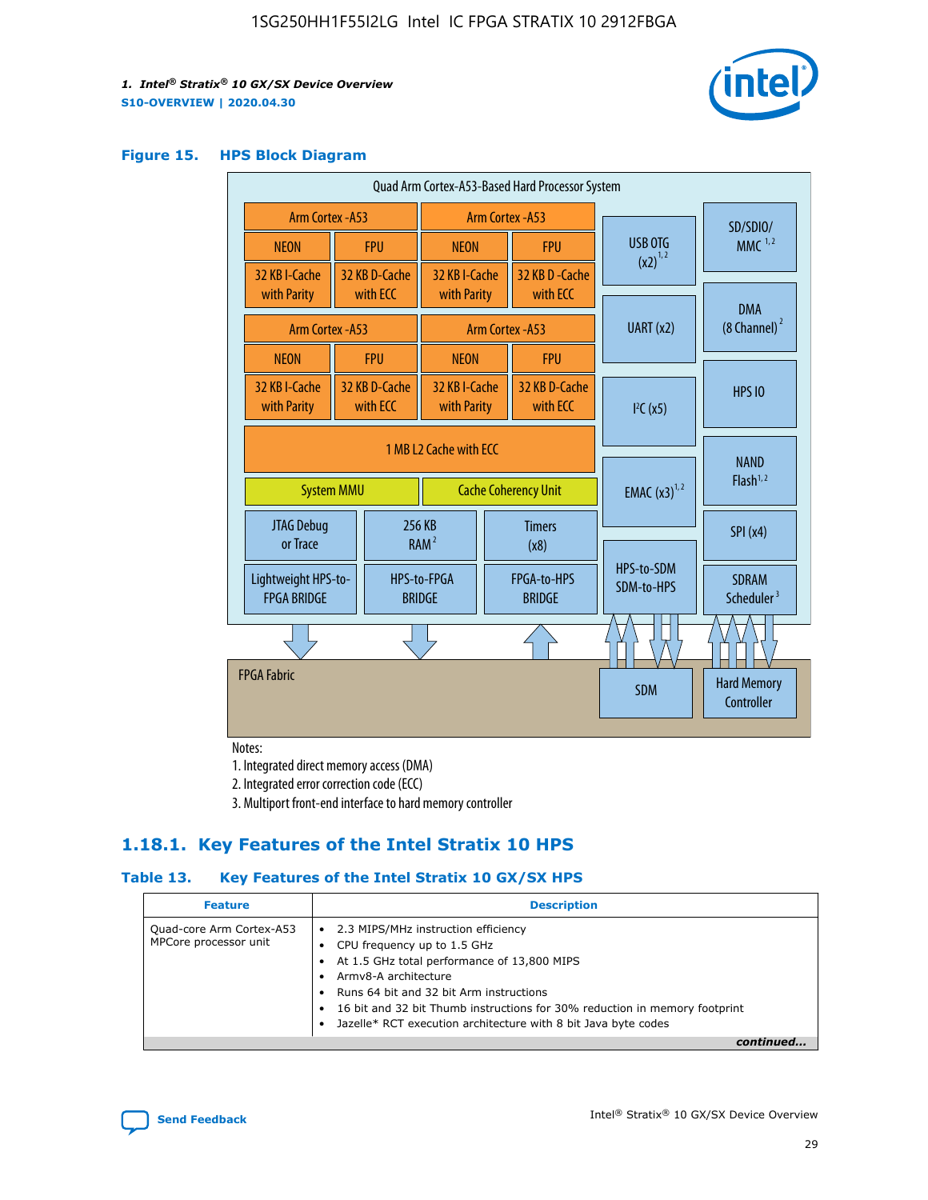**Figure 15. HPS Block Diagram**

Quad Arm Cortex-A53-Based Hard Processor System

Arm Cortex -A53 | NEON | FPU | 32 KB I-Cache with Parity | 32 KB D-Cache with ECC

Arm Cortex -A53 | NEON | FPU | 32 KB I-Cache with Parity | 32 KB D -Cache with ECC

Arm Cortex -A53 | NEON | FPU | 32 KB I-Cache with Parity | 32 KB D-Cache with ECC

Arm Cortex -A53 | NEON | FPU | 32 KB I-Cache with Parity | 32 KB D-Cache with ECC

1 MB L2 Cache with ECC

System MMU | Cache Coherency Unit

JTAG Debug or Trace | 256 KB RAM [2] | Timers (x8)

Lightweight HPS-to-FPGA BRIDGE | HPS-to-FPGA BRIDGE | FPGA-to-HPS BRIDGE

USB OTG (x2) [1,2] | UART (x2) | I²C (x5) | EMAC (x3) [1,2] | HPS-to-SDM SDM-to-HPS

SD/SDIO/MMC [1,2] | DMA (8 Channel) [2] | HPS IO | NAND Flash [1,2] | SPI (x4) | SDRAM Scheduler [3]

FPGA Fabric | SDM | Hard Memory Controller

Notes:
1. Integrated direct memory access (DMA)
2. Integrated error correction code (ECC)
3. Multiport front-end interface to hard memory controller

## 1.18.1. Key Features of the Intel Stratix 10 HPS

**Table 13. Key Features of the Intel Stratix 10 GX/SX HPS**

| Feature | Description |
| --- | --- |
| Quad-core Arm Cortex-A53 MPCore processor unit | • 2.3 MIPS/MHz instruction efficiency<br>• CPU frequency up to 1.5 GHz<br>• At 1.5 GHz total performance of 13,800 MIPS<br>• Armv8-A architecture<br>• Runs 64 bit and 32 bit Arm instructions<br>• 16 bit and 32 bit Thumb instructions for 30% reduction in memory footprint<br>• Jazelle* RCT execution architecture with 8 bit Java byte codes |

*continued...*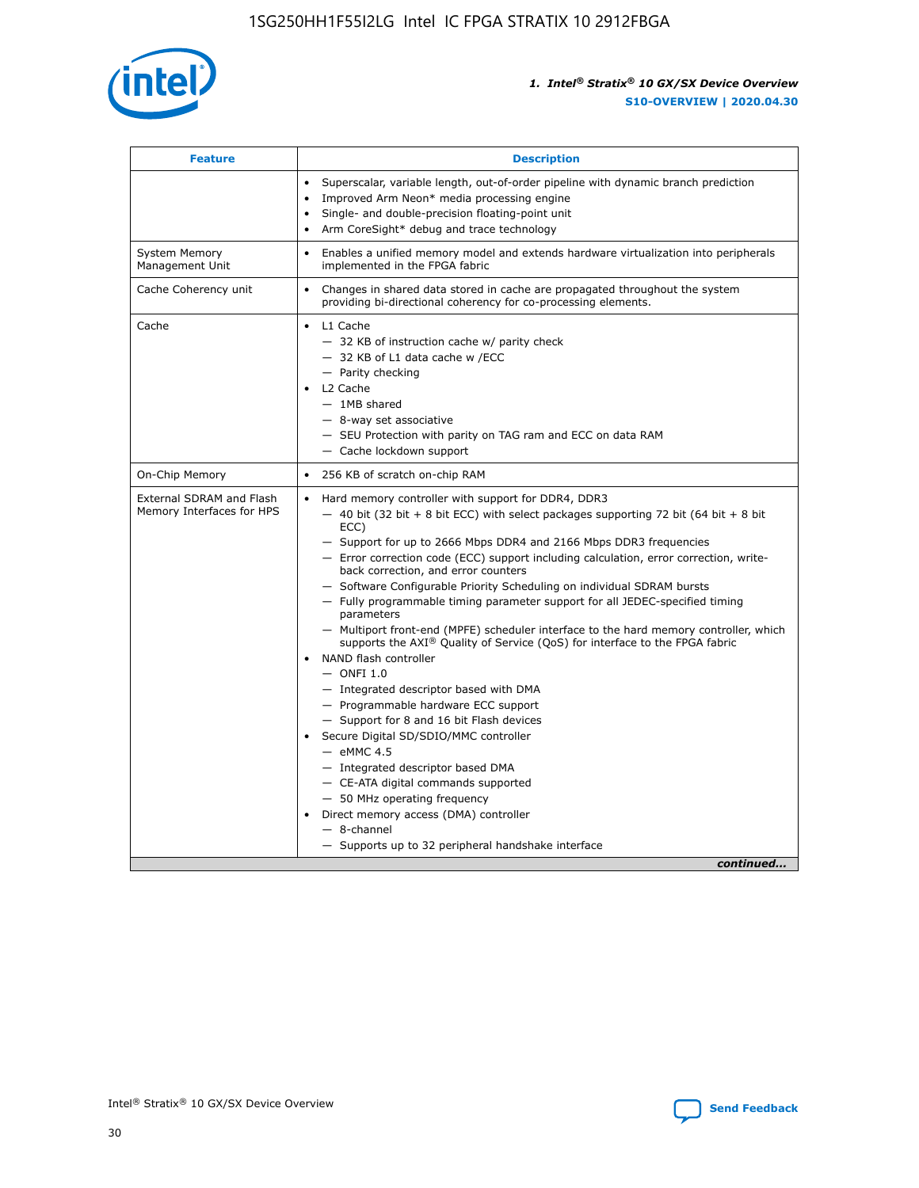| Feature | Description |
| --- | --- |
| | • Superscalar, variable length, out-of-order pipeline with dynamic branch prediction<br>• Improved Arm Neon* media processing engine<br>• Single- and double-precision floating-point unit<br>• Arm CoreSight* debug and trace technology |
| System Memory Management Unit | • Enables a unified memory model and extends hardware virtualization into peripherals implemented in the FPGA fabric |
| Cache Coherency unit | • Changes in shared data stored in cache are propagated throughout the system providing bi-directional coherency for co-processing elements. |
| Cache | • L1 Cache<br>— 32 KB of instruction cache w/ parity check<br>— 32 KB of L1 data cache w /ECC<br>— Parity checking<br>• L2 Cache<br>— 1MB shared<br>— 8-way set associative<br>— SEU Protection with parity on TAG ram and ECC on data RAM<br>— Cache lockdown support |
| On-Chip Memory | • 256 KB of scratch on-chip RAM |
| External SDRAM and Flash Memory Interfaces for HPS | • Hard memory controller with support for DDR4, DDR3<br>— 40 bit (32 bit + 8 bit ECC) with select packages supporting 72 bit (64 bit + 8 bit ECC)<br>— Support for up to 2666 Mbps DDR4 and 2166 Mbps DDR3 frequencies<br>— Error correction code (ECC) support including calculation, error correction, write-back correction, and error counters<br>— Software Configurable Priority Scheduling on individual SDRAM bursts<br>— Fully programmable timing parameter support for all JEDEC-specified timing parameters<br>— Multiport front-end (MPFE) scheduler interface to the hard memory controller, which supports the AXI® Quality of Service (QoS) for interface to the FPGA fabric<br>• NAND flash controller<br>— ONFI 1.0<br>— Integrated descriptor based with DMA<br>— Programmable hardware ECC support<br>— Support for 8 and 16 bit Flash devices<br>• Secure Digital SD/SDIO/MMC controller<br>— eMMC 4.5<br>— Integrated descriptor based DMA<br>— CE-ATA digital commands supported<br>— 50 MHz operating frequency<br>• Direct memory access (DMA) controller<br>— 8-channel<br>— Supports up to 32 peripheral handshake interface |

*continued...*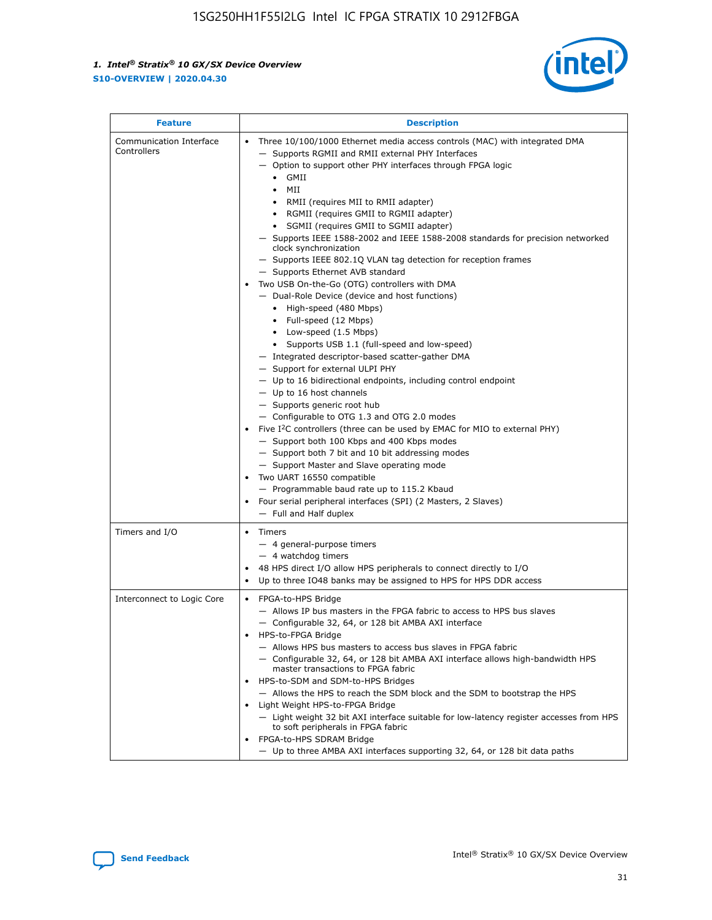| Feature | Description |
| --- | --- |
| Communication Interface Controllers | • Three 10/100/1000 Ethernet media access controls (MAC) with integrated DMA<br>— Supports RGMII and RMII external PHY Interfaces<br>— Option to support other PHY interfaces through FPGA logic<br>• GMII<br>• MII<br>• RMII (requires MII to RMII adapter)<br>• RGMII (requires GMII to RGMII adapter)<br>• SGMII (requires GMII to SGMII adapter)<br>— Supports IEEE 1588-2002 and IEEE 1588-2008 standards for precision networked clock synchronization<br>— Supports IEEE 802.1Q VLAN tag detection for reception frames<br>— Supports Ethernet AVB standard<br>• Two USB On-the-Go (OTG) controllers with DMA<br>— Dual-Role Device (device and host functions)<br>• High-speed (480 Mbps)<br>• Full-speed (12 Mbps)<br>• Low-speed (1.5 Mbps)<br>• Supports USB 1.1 (full-speed and low-speed)<br>— Integrated descriptor-based scatter-gather DMA<br>— Support for external ULPI PHY<br>— Up to 16 bidirectional endpoints, including control endpoint<br>— Up to 16 host channels<br>— Supports generic root hub<br>— Configurable to OTG 1.3 and OTG 2.0 modes<br>• Five I$^2$C controllers (three can be used by EMAC for MIO to external PHY)<br>— Support both 100 Kbps and 400 Kbps modes<br>— Support both 7 bit and 10 bit addressing modes<br>— Support Master and Slave operating mode<br>• Two UART 16550 compatible<br>— Programmable baud rate up to 115.2 Kbaud<br>• Four serial peripheral interfaces (SPI) (2 Masters, 2 Slaves)<br>— Full and Half duplex |
| Timers and I/O | • Timers<br>— 4 general-purpose timers<br>— 4 watchdog timers<br>• 48 HPS direct I/O allow HPS peripherals to connect directly to I/O<br>• Up to three IO48 banks may be assigned to HPS for HPS DDR access |
| Interconnect to Logic Core | • FPGA-to-HPS Bridge<br>— Allows IP bus masters in the FPGA fabric to access to HPS bus slaves<br>— Configurable 32, 64, or 128 bit AMBA AXI interface<br>• HPS-to-FPGA Bridge<br>— Allows HPS bus masters to access bus slaves in FPGA fabric<br>— Configurable 32, 64, or 128 bit AMBA AXI interface allows high-bandwidth HPS master transactions to FPGA fabric<br>• HPS-to-SDM and SDM-to-HPS Bridges<br>— Allows the HPS to reach the SDM block and the SDM to bootstrap the HPS<br>• Light Weight HPS-to-FPGA Bridge<br>— Light weight 32 bit AXI interface suitable for low-latency register accesses from HPS to soft peripherals in FPGA fabric<br>• FPGA-to-HPS SDRAM Bridge<br>— Up to three AMBA AXI interfaces supporting 32, 64, or 128 bit data paths |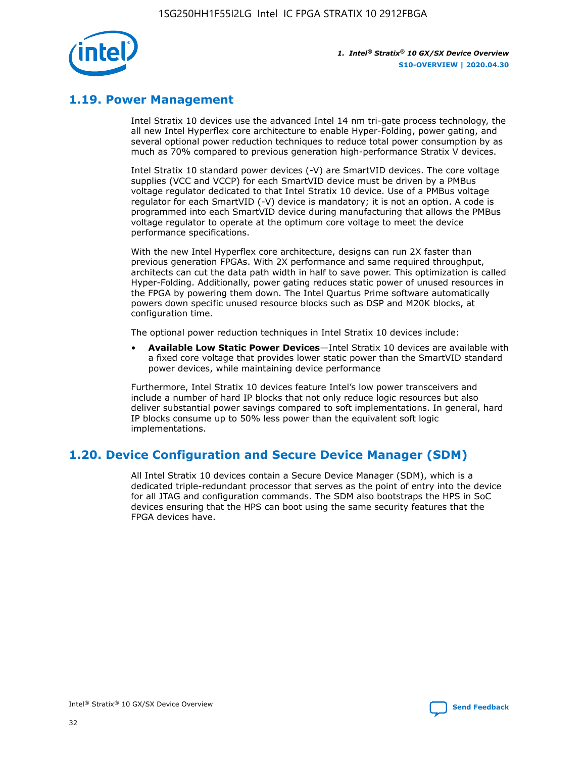## 1.19. Power Management

Intel Stratix 10 devices use the advanced Intel 14 nm tri-gate process technology, the all new Intel Hyperflex core architecture to enable Hyper-Folding, power gating, and several optional power reduction techniques to reduce total power consumption by as much as 70% compared to previous generation high-performance Stratix V devices.

Intel Stratix 10 standard power devices (-V) are SmartVID devices. The core voltage supplies (VCC and VCCP) for each SmartVID device must be driven by a PMBus voltage regulator dedicated to that Intel Stratix 10 device. Use of a PMBus voltage regulator for each SmartVID (-V) device is mandatory; it is not an option. A code is programmed into each SmartVID device during manufacturing that allows the PMBus voltage regulator to operate at the optimum core voltage to meet the device performance specifications.

With the new Intel Hyperflex core architecture, designs can run 2X faster than previous generation FPGAs. With 2X performance and same required throughput, architects can cut the data path width in half to save power. This optimization is called Hyper-Folding. Additionally, power gating reduces static power of unused resources in the FPGA by powering them down. The Intel Quartus Prime software automatically powers down specific unused resource blocks such as DSP and M20K blocks, at configuration time.

The optional power reduction techniques in Intel Stratix 10 devices include:

- **Available Low Static Power Devices**—Intel Stratix 10 devices are available with a fixed core voltage that provides lower static power than the SmartVID standard power devices, while maintaining device performance

Furthermore, Intel Stratix 10 devices feature Intel's low power transceivers and include a number of hard IP blocks that not only reduce logic resources but also deliver substantial power savings compared to soft implementations. In general, hard IP blocks consume up to 50% less power than the equivalent soft logic implementations.

## 1.20. Device Configuration and Secure Device Manager (SDM)

All Intel Stratix 10 devices contain a Secure Device Manager (SDM), which is a dedicated triple-redundant processor that serves as the point of entry into the device for all JTAG and configuration commands. The SDM also bootstraps the HPS in SoC devices ensuring that the HPS can boot using the same security features that the FPGA devices have.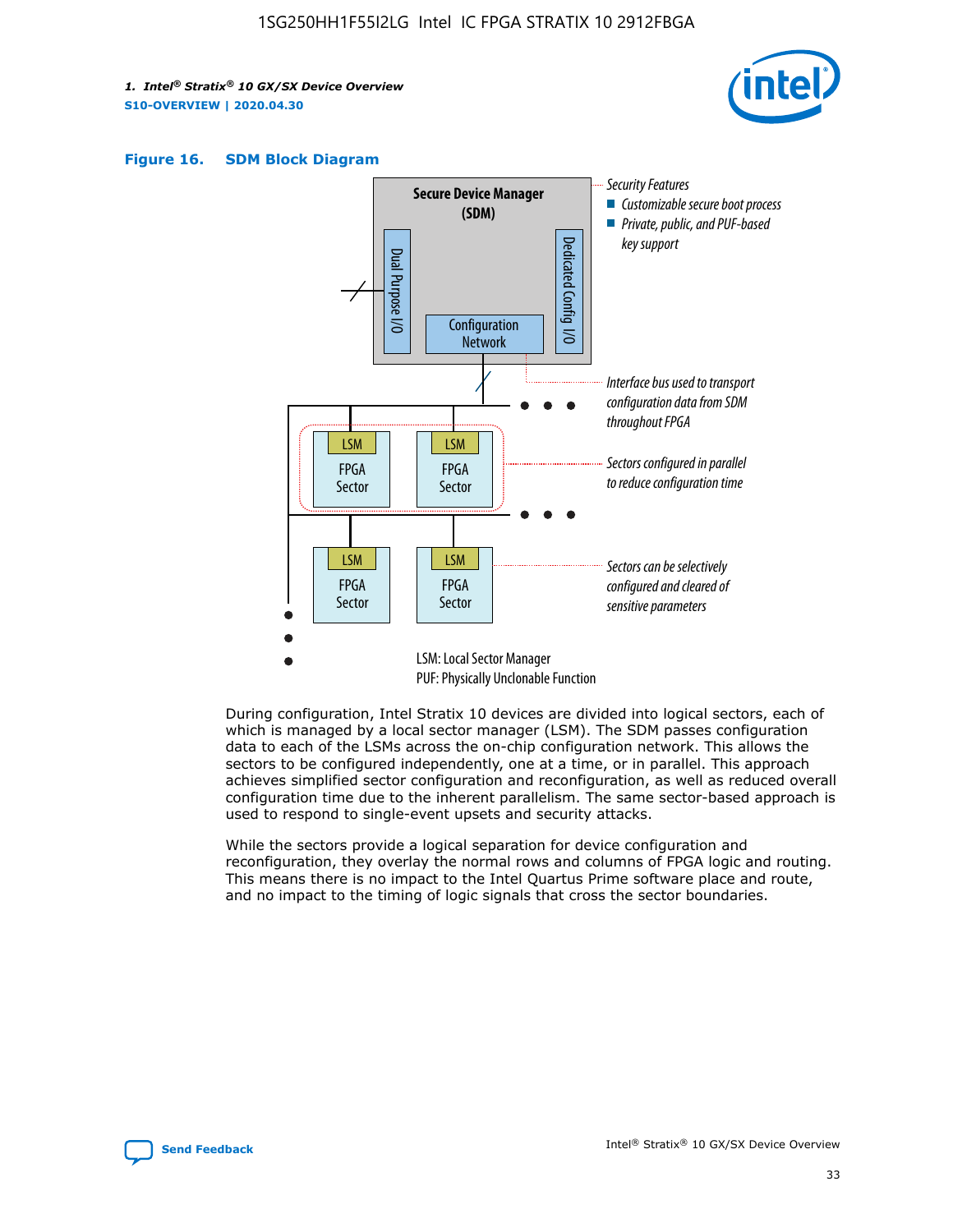**Figure 16. SDM Block Diagram**

Secure Device Manager (SDM)

Dual Purpose I/O

Dedicated Config I/O

Configuration Network

Security Features
- Customizable secure boot process
- Private, public, and PUF-based key support

Interface bus used to transport configuration data from SDM throughout FPGA

Sectors configured in parallel to reduce configuration time

Sectors can be selectively configured and cleared of sensitive parameters

LSM: Local Sector Manager
PUF: Physically Unclonable Function

During configuration, Intel Stratix 10 devices are divided into logical sectors, each of which is managed by a local sector manager (LSM). The SDM passes configuration data to each of the LSMs across the on-chip configuration network. This allows the sectors to be configured independently, one at a time, or in parallel. This approach achieves simplified sector configuration and reconfiguration, as well as reduced overall configuration time due to the inherent parallelism. The same sector-based approach is used to respond to single-event upsets and security attacks.

While the sectors provide a logical separation for device configuration and reconfiguration, they overlay the normal rows and columns of FPGA logic and routing. This means there is no impact to the Intel Quartus Prime software place and route, and no impact to the timing of logic signals that cross the sector boundaries.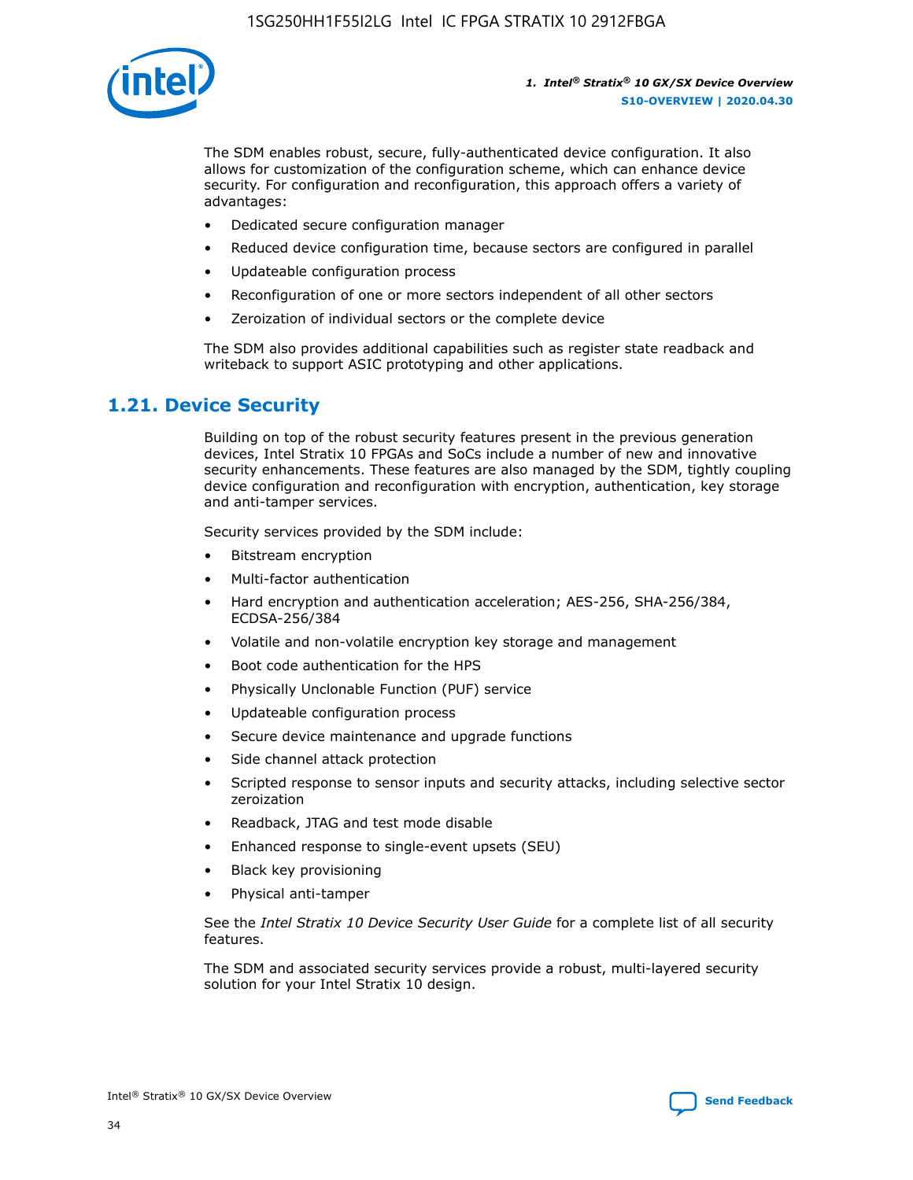The SDM enables robust, secure, fully-authenticated device configuration. It also allows for customization of the configuration scheme, which can enhance device security. For configuration and reconfiguration, this approach offers a variety of advantages:

- Dedicated secure configuration manager
- Reduced device configuration time, because sectors are configured in parallel
- Updateable configuration process
- Reconfiguration of one or more sectors independent of all other sectors
- Zeroization of individual sectors or the complete device

The SDM also provides additional capabilities such as register state readback and writeback to support ASIC prototyping and other applications.

## 1.21. Device Security

Building on top of the robust security features present in the previous generation devices, Intel Stratix 10 FPGAs and SoCs include a number of new and innovative security enhancements. These features are also managed by the SDM, tightly coupling device configuration and reconfiguration with encryption, authentication, key storage and anti-tamper services.

Security services provided by the SDM include:

- Bitstream encryption
- Multi-factor authentication
- Hard encryption and authentication acceleration; AES-256, SHA-256/384, ECDSA-256/384
- Volatile and non-volatile encryption key storage and management
- Boot code authentication for the HPS
- Physically Unclonable Function (PUF) service
- Updateable configuration process
- Secure device maintenance and upgrade functions
- Side channel attack protection
- Scripted response to sensor inputs and security attacks, including selective sector zeroization
- Readback, JTAG and test mode disable
- Enhanced response to single-event upsets (SEU)
- Black key provisioning
- Physical anti-tamper

See the *Intel Stratix 10 Device Security User Guide* for a complete list of all security features.

The SDM and associated security services provide a robust, multi-layered security solution for your Intel Stratix 10 design.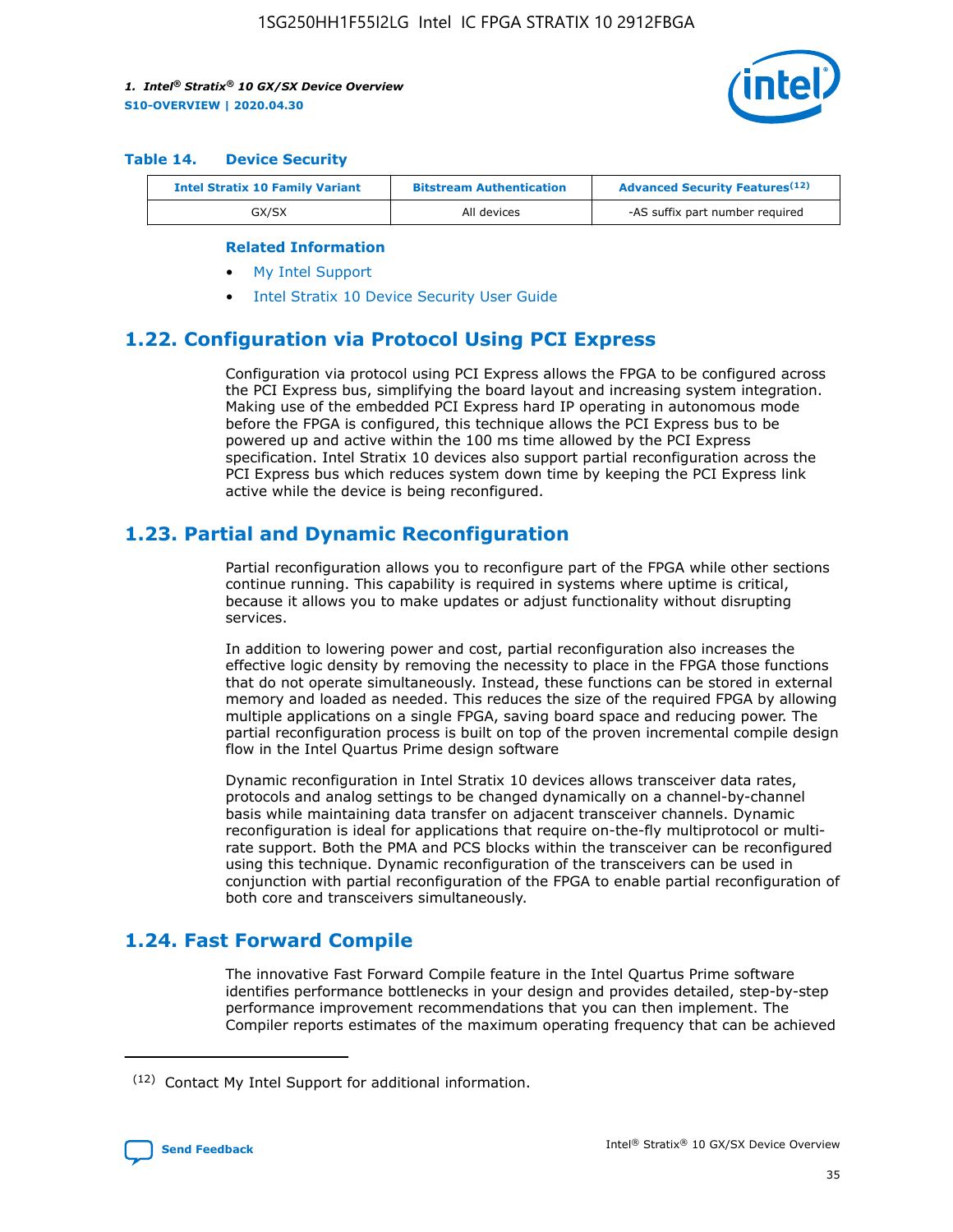### Table 14. Device Security

| Intel Stratix 10 Family Variant | Bitstream Authentication | Advanced Security Features[12] |
|---|---|---|
| GX/SX | All devices | -AS suffix part number required |

**Related Information**

- My Intel Support
- Intel Stratix 10 Device Security User Guide

## 1.22. Configuration via Protocol Using PCI Express

Configuration via protocol using PCI Express allows the FPGA to be configured across the PCI Express bus, simplifying the board layout and increasing system integration. Making use of the embedded PCI Express hard IP operating in autonomous mode before the FPGA is configured, this technique allows the PCI Express bus to be powered up and active within the 100 ms time allowed by the PCI Express specification. Intel Stratix 10 devices also support partial reconfiguration across the PCI Express bus which reduces system down time by keeping the PCI Express link active while the device is being reconfigured.

## 1.23. Partial and Dynamic Reconfiguration

Partial reconfiguration allows you to reconfigure part of the FPGA while other sections continue running. This capability is required in systems where uptime is critical, because it allows you to make updates or adjust functionality without disrupting services.

In addition to lowering power and cost, partial reconfiguration also increases the effective logic density by removing the necessity to place in the FPGA those functions that do not operate simultaneously. Instead, these functions can be stored in external memory and loaded as needed. This reduces the size of the required FPGA by allowing multiple applications on a single FPGA, saving board space and reducing power. The partial reconfiguration process is built on top of the proven incremental compile design flow in the Intel Quartus Prime design software

Dynamic reconfiguration in Intel Stratix 10 devices allows transceiver data rates, protocols and analog settings to be changed dynamically on a channel-by-channel basis while maintaining data transfer on adjacent transceiver channels. Dynamic reconfiguration is ideal for applications that require on-the-fly multiprotocol or multi-rate support. Both the PMA and PCS blocks within the transceiver can be reconfigured using this technique. Dynamic reconfiguration of the transceivers can be used in conjunction with partial reconfiguration of the FPGA to enable partial reconfiguration of both core and transceivers simultaneously.

## 1.24. Fast Forward Compile

The innovative Fast Forward Compile feature in the Intel Quartus Prime software identifies performance bottlenecks in your design and provides detailed, step-by-step performance improvement recommendations that you can then implement. The Compiler reports estimates of the maximum operating frequency that can be achieved

[12] Contact My Intel Support for additional information.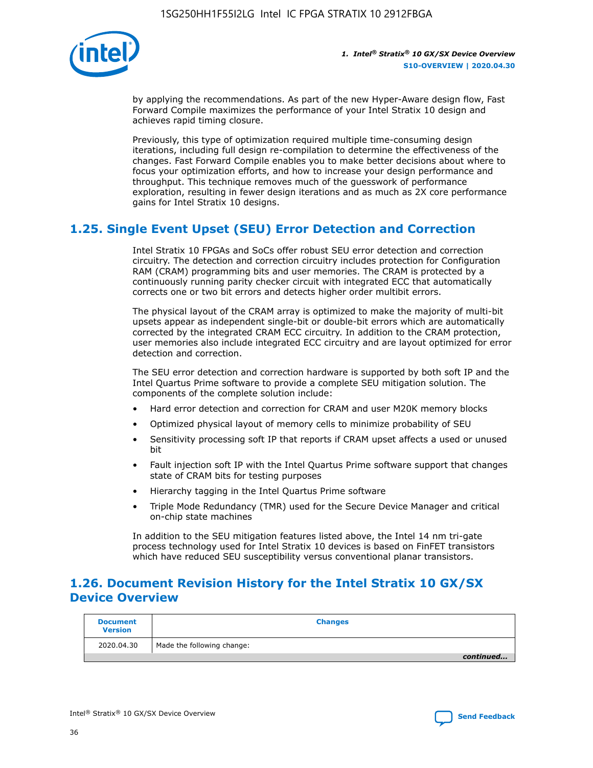by applying the recommendations. As part of the new Hyper-Aware design flow, Fast Forward Compile maximizes the performance of your Intel Stratix 10 design and achieves rapid timing closure.

Previously, this type of optimization required multiple time-consuming design iterations, including full design re-compilation to determine the effectiveness of the changes. Fast Forward Compile enables you to make better decisions about where to focus your optimization efforts, and how to increase your design performance and throughput. This technique removes much of the guesswork of performance exploration, resulting in fewer design iterations and as much as 2X core performance gains for Intel Stratix 10 designs.

## 1.25. Single Event Upset (SEU) Error Detection and Correction

Intel Stratix 10 FPGAs and SoCs offer robust SEU error detection and correction circuitry. The detection and correction circuitry includes protection for Configuration RAM (CRAM) programming bits and user memories. The CRAM is protected by a continuously running parity checker circuit with integrated ECC that automatically corrects one or two bit errors and detects higher order multibit errors.

The physical layout of the CRAM array is optimized to make the majority of multi-bit upsets appear as independent single-bit or double-bit errors which are automatically corrected by the integrated CRAM ECC circuitry. In addition to the CRAM protection, user memories also include integrated ECC circuitry and are layout optimized for error detection and correction.

The SEU error detection and correction hardware is supported by both soft IP and the Intel Quartus Prime software to provide a complete SEU mitigation solution. The components of the complete solution include:

- Hard error detection and correction for CRAM and user M20K memory blocks
- Optimized physical layout of memory cells to minimize probability of SEU
- Sensitivity processing soft IP that reports if CRAM upset affects a used or unused bit
- Fault injection soft IP with the Intel Quartus Prime software support that changes state of CRAM bits for testing purposes
- Hierarchy tagging in the Intel Quartus Prime software
- Triple Mode Redundancy (TMR) used for the Secure Device Manager and critical on-chip state machines

In addition to the SEU mitigation features listed above, the Intel 14 nm tri-gate process technology used for Intel Stratix 10 devices is based on FinFET transistors which have reduced SEU susceptibility versus conventional planar transistors.

## 1.26. Document Revision History for the Intel Stratix 10 GX/SX Device Overview

| Document Version | Changes |
|---|---|
| 2020.04.30 | Made the following change: |

*continued...*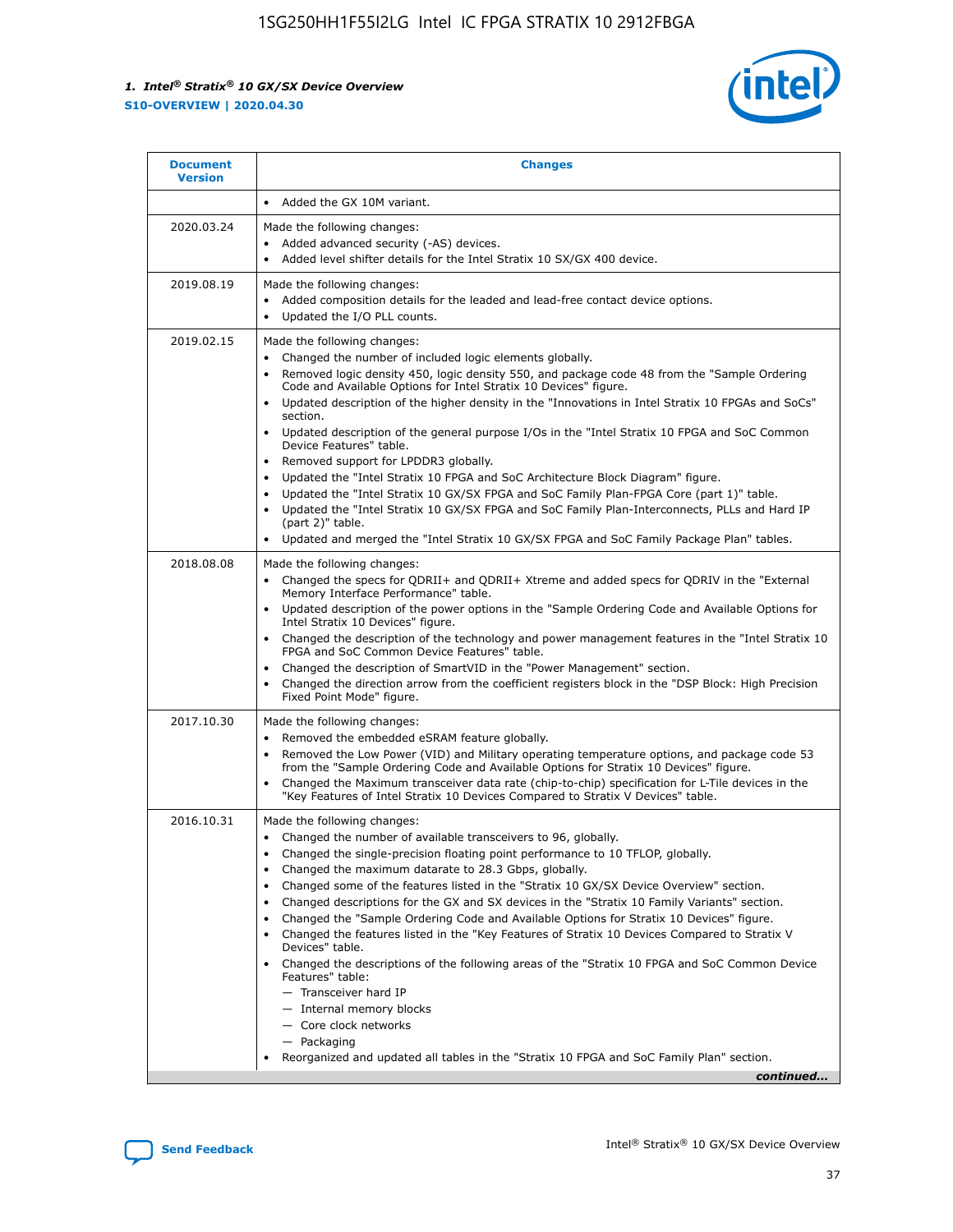| Document Version | Changes |
| --- | --- |
| | • Added the GX 10M variant. |
| 2020.03.24 | Made the following changes:<br>• Added advanced security (-AS) devices.<br>• Added level shifter details for the Intel Stratix 10 SX/GX 400 device. |
| 2019.08.19 | Made the following changes:<br>• Added composition details for the leaded and lead-free contact device options.<br>• Updated the I/O PLL counts. |
| 2019.02.15 | Made the following changes:<br>• Changed the number of included logic elements globally.<br>• Removed logic density 450, logic density 550, and package code 48 from the "Sample Ordering Code and Available Options for Intel Stratix 10 Devices" figure.<br>• Updated description of the higher density in the "Innovations in Intel Stratix 10 FPGAs and SoCs" section.<br>• Updated description of the general purpose I/Os in the "Intel Stratix 10 FPGA and SoC Common Device Features" table.<br>• Removed support for LPDDR3 globally.<br>• Updated the "Intel Stratix 10 FPGA and SoC Architecture Block Diagram" figure.<br>• Updated the "Intel Stratix 10 GX/SX FPGA and SoC Family Plan-FPGA Core (part 1)" table.<br>• Updated the "Intel Stratix 10 GX/SX FPGA and SoC Family Plan-Interconnects, PLLs and Hard IP (part 2)" table.<br>• Updated and merged the "Intel Stratix 10 GX/SX FPGA and SoC Family Package Plan" tables. |
| 2018.08.08 | Made the following changes:<br>• Changed the specs for QDRII+ and QDRII+ Xtreme and added specs for QDRIV in the "External Memory Interface Performance" table.<br>• Updated description of the power options in the "Sample Ordering Code and Available Options for Intel Stratix 10 Devices" figure.<br>• Changed the description of the technology and power management features in the "Intel Stratix 10 FPGA and SoC Common Device Features" table.<br>• Changed the description of SmartVID in the "Power Management" section.<br>• Changed the direction arrow from the coefficient registers block in the "DSP Block: High Precision Fixed Point Mode" figure. |
| 2017.10.30 | Made the following changes:<br>• Removed the embedded eSRAM feature globally.<br>• Removed the Low Power (VID) and Military operating temperature options, and package code 53 from the "Sample Ordering Code and Available Options for Stratix 10 Devices" figure.<br>• Changed the Maximum transceiver data rate (chip-to-chip) specification for L-Tile devices in the "Key Features of Intel Stratix 10 Devices Compared to Stratix V Devices" table. |
| 2016.10.31 | Made the following changes:<br>• Changed the number of available transceivers to 96, globally.<br>• Changed the single-precision floating point performance to 10 TFLOP, globally.<br>• Changed the maximum datarate to 28.3 Gbps, globally.<br>• Changed some of the features listed in the "Stratix 10 GX/SX Device Overview" section.<br>• Changed descriptions for the GX and SX devices in the "Stratix 10 Family Variants" section.<br>• Changed the "Sample Ordering Code and Available Options for Stratix 10 Devices" figure.<br>• Changed the features listed in the "Key Features of Stratix 10 Devices Compared to Stratix V Devices" table.<br>• Changed the descriptions of the following areas of the "Stratix 10 FPGA and SoC Common Device Features" table:<br>— Transceiver hard IP<br>— Internal memory blocks<br>— Core clock networks<br>— Packaging<br>• Reorganized and updated all tables in the "Stratix 10 FPGA and SoC Family Plan" section. |

*continued...*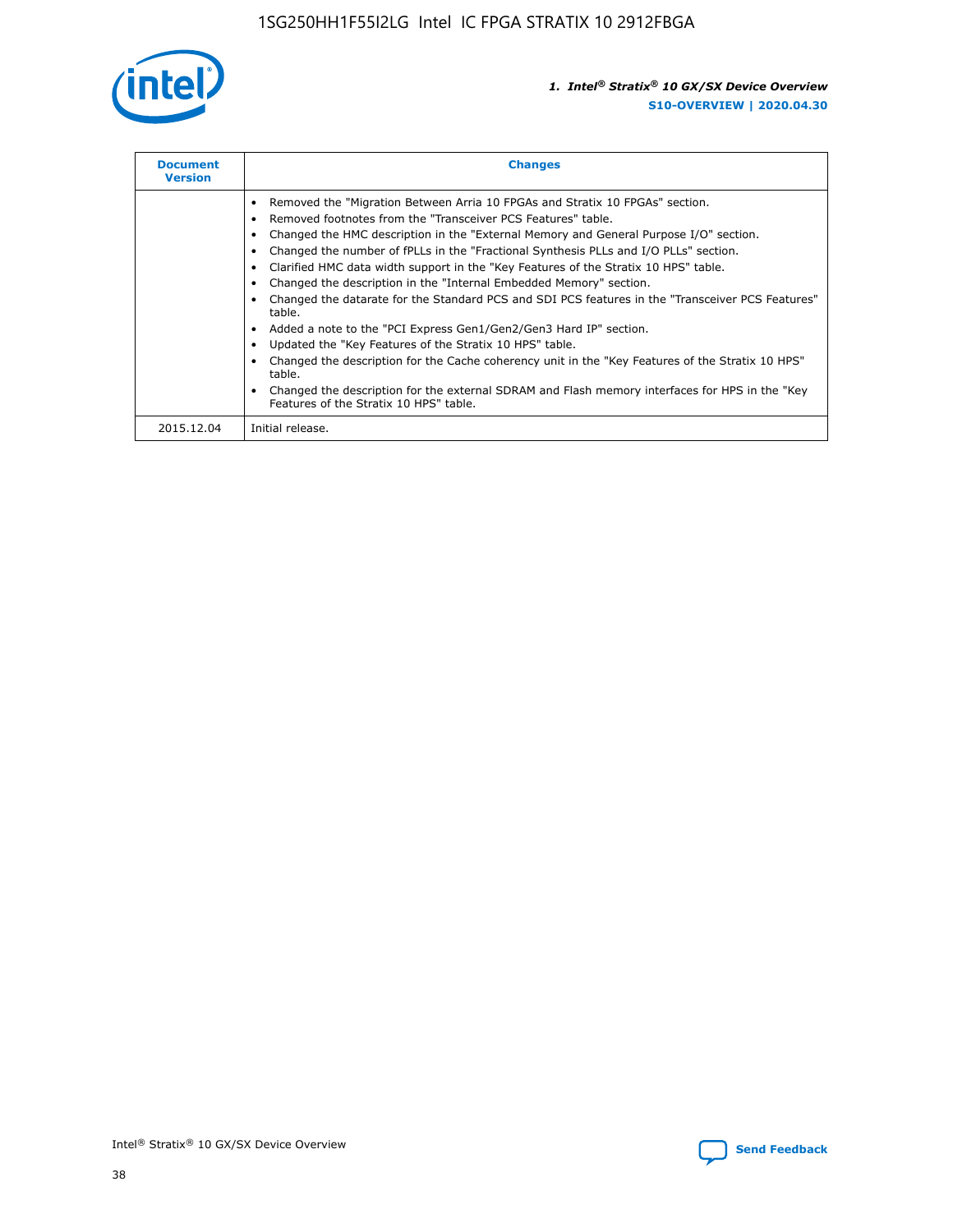| Document Version | Changes |
| --- | --- |
| | • Removed the "Migration Between Arria 10 FPGAs and Stratix 10 FPGAs" section.<br>• Removed footnotes from the "Transceiver PCS Features" table.<br>• Changed the HMC description in the "External Memory and General Purpose I/O" section.<br>• Changed the number of fPLLs in the "Fractional Synthesis PLLs and I/O PLLs" section.<br>• Clarified HMC data width support in the "Key Features of the Stratix 10 HPS" table.<br>• Changed the description in the "Internal Embedded Memory" section.<br>• Changed the datarate for the Standard PCS and SDI PCS features in the "Transceiver PCS Features" table.<br>• Added a note to the "PCI Express Gen1/Gen2/Gen3 Hard IP" section.<br>• Updated the "Key Features of the Stratix 10 HPS" table.<br>• Changed the description for the Cache coherency unit in the "Key Features of the Stratix 10 HPS" table.<br>• Changed the description for the external SDRAM and Flash memory interfaces for HPS in the "Key Features of the Stratix 10 HPS" table. |
| 2015.12.04 | Initial release. |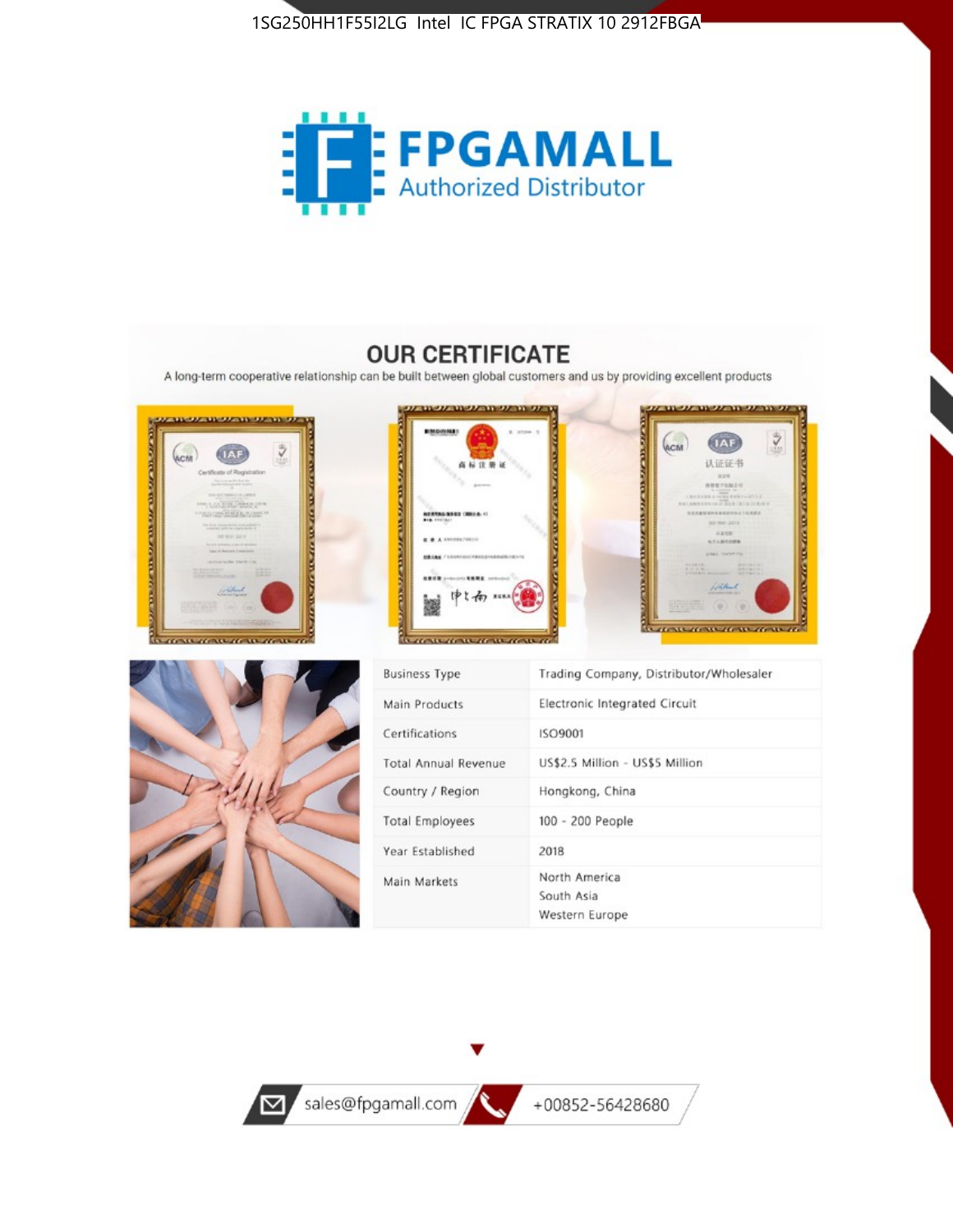FPGAMALL
Authorized Distributor

## OUR CERTIFICATE

A long-term cooperative relationship can be built between global customers and us by providing excellent products

| | |
|---|---|
| Business Type | Trading Company, Distributor/Wholesaler |
| Main Products | Electronic Integrated Circuit |
| Certifications | ISO9001 |
| Total Annual Revenue | US$2.5 Million - US$5 Million |
| Country / Region | Hongkong, China |
| Total Employees | 100 - 200 People |
| Year Established | 2018 |
| Main Markets | North America<br>South Asia<br>Western Europe |

sales@fpgamall.com

+00852-56428680